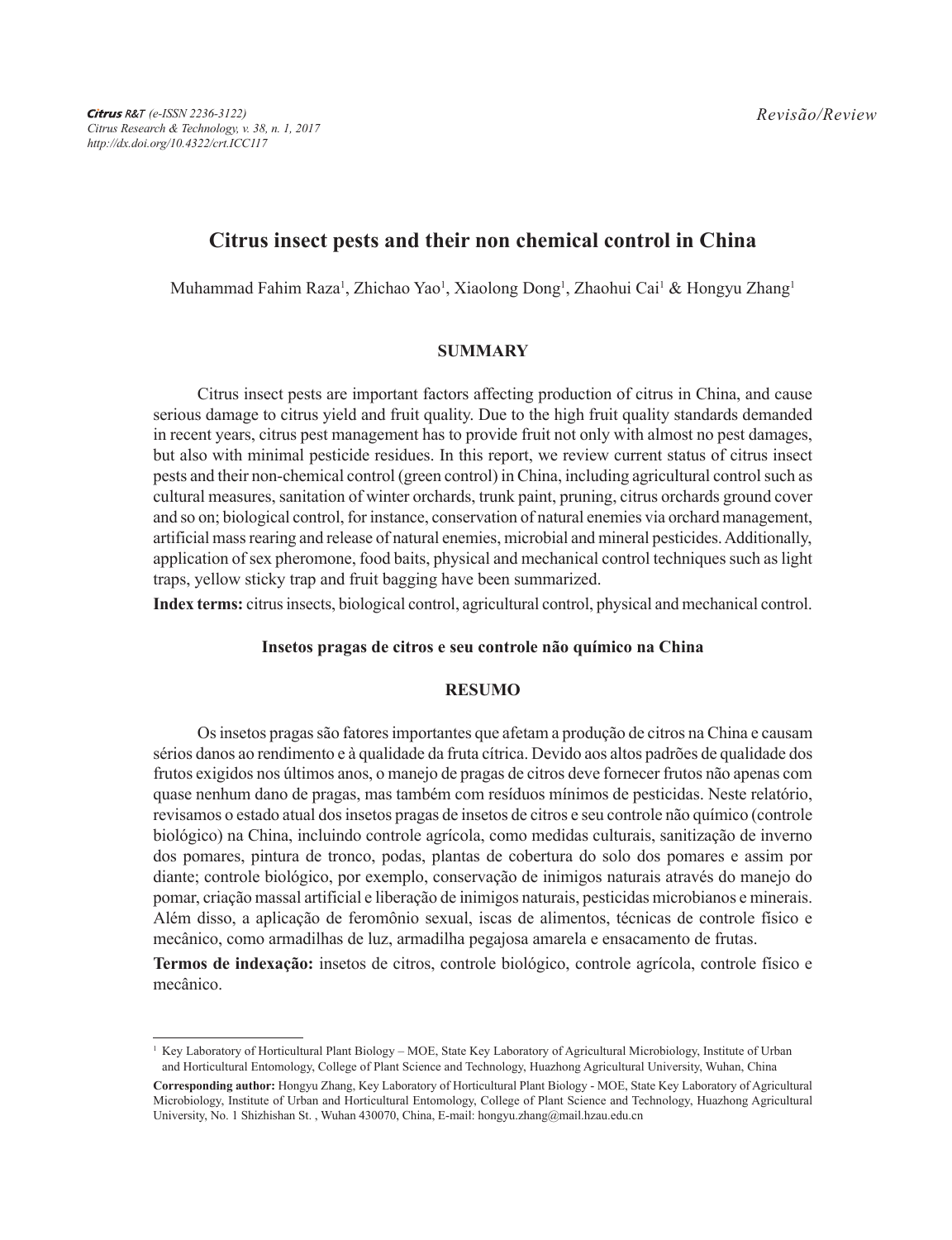Citrus R&T (e-ISSN 2236-3122)
Citrus Research & Technology, v. 38, n. 1, 2017
http://dx.doi.org/10.4322/crt.ICC117

*Revisão/Review*

# Citrus insect pests and their non chemical control in China

Muhammad Fahim Raza[1], Zhichao Yao[1], Xiaolong Dong[1], Zhaohui Cai[1] & Hongyu Zhang[1]

## SUMMARY

Citrus insect pests are important factors affecting production of citrus in China, and cause serious damage to citrus yield and fruit quality. Due to the high fruit quality standards demanded in recent years, citrus pest management has to provide fruit not only with almost no pest damages, but also with minimal pesticide residues. In this report, we review current status of citrus insect pests and their non-chemical control (green control) in China, including agricultural control such as cultural measures, sanitation of winter orchards, trunk paint, pruning, citrus orchards ground cover and so on; biological control, for instance, conservation of natural enemies via orchard management, artificial mass rearing and release of natural enemies, microbial and mineral pesticides. Additionally, application of sex pheromone, food baits, physical and mechanical control techniques such as light traps, yellow sticky trap and fruit bagging have been summarized.

**Index terms:** citrus insects, biological control, agricultural control, physical and mechanical control.

### Insetos pragas de citros e seu controle não químico na China

## RESUMO

Os insetos pragas são fatores importantes que afetam a produção de citros na China e causam sérios danos ao rendimento e à qualidade da fruta cítrica. Devido aos altos padrões de qualidade dos frutos exigidos nos últimos anos, o manejo de pragas de citros deve fornecer frutos não apenas com quase nenhum dano de pragas, mas também com resíduos mínimos de pesticidas. Neste relatório, revisamos o estado atual dos insetos pragas de insetos de citros e seu controle não químico (controle biológico) na China, incluindo controle agrícola, como medidas culturais, sanitização de inverno dos pomares, pintura de tronco, podas, plantas de cobertura do solo dos pomares e assim por diante; controle biológico, por exemplo, conservação de inimigos naturais através do manejo do pomar, criação massal artificial e liberação de inimigos naturais, pesticidas microbianos e minerais. Além disso, a aplicação de feromônio sexual, iscas de alimentos, técnicas de controle físico e mecânico, como armadilhas de luz, armadilha pegajosa amarela e ensacamento de frutas.

**Termos de indexação:** insetos de citros, controle biológico, controle agrícola, controle físico e mecânico.

---

[1] Key Laboratory of Horticultural Plant Biology – MOE, State Key Laboratory of Agricultural Microbiology, Institute of Urban and Horticultural Entomology, College of Plant Science and Technology, Huazhong Agricultural University, Wuhan, China

**Corresponding author:** Hongyu Zhang, Key Laboratory of Horticultural Plant Biology - MOE, State Key Laboratory of Agricultural Microbiology, Institute of Urban and Horticultural Entomology, College of Plant Science and Technology, Huazhong Agricultural University, No. 1 Shizhishan St. , Wuhan 430070, China, E-mail: hongyu.zhang@mail.hzau.edu.cn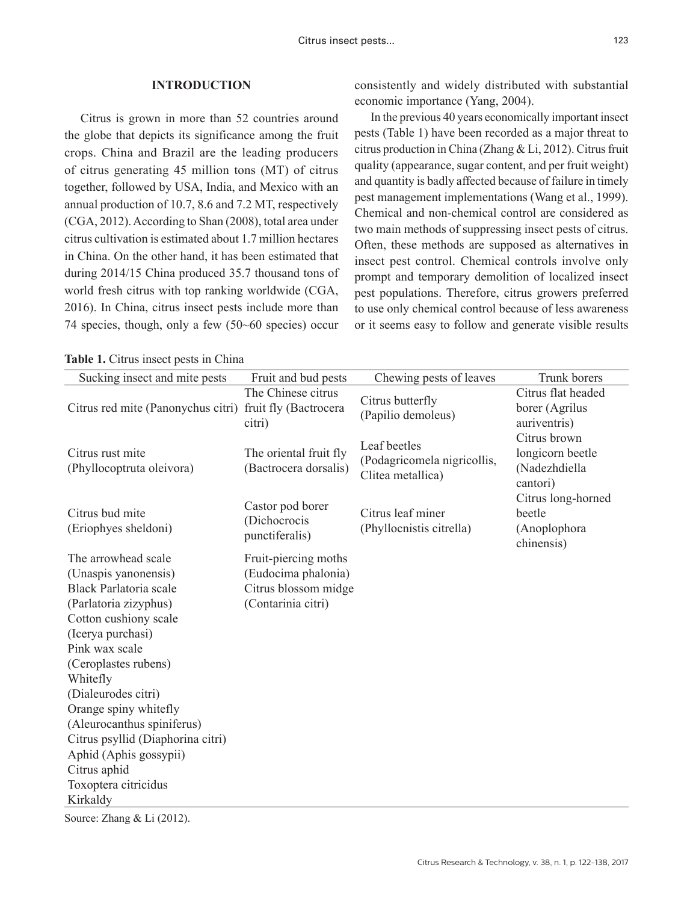## INTRODUCTION

Citrus is grown in more than 52 countries around the globe that depicts its significance among the fruit crops. China and Brazil are the leading producers of citrus generating 45 million tons (MT) of citrus together, followed by USA, India, and Mexico with an annual production of 10.7, 8.6 and 7.2 MT, respectively (CGA, 2012). According to Shan (2008), total area under citrus cultivation is estimated about 1.7 million hectares in China. On the other hand, it has been estimated that during 2014/15 China produced 35.7 thousand tons of world fresh citrus with top ranking worldwide (CGA, 2016). In China, citrus insect pests include more than 74 species, though, only a few (50~60 species) occur consistently and widely distributed with substantial economic importance (Yang, 2004).

In the previous 40 years economically important insect pests (Table 1) have been recorded as a major threat to citrus production in China (Zhang & Li, 2012). Citrus fruit quality (appearance, sugar content, and per fruit weight) and quantity is badly affected because of failure in timely pest management implementations (Wang et al., 1999). Chemical and non-chemical control are considered as two main methods of suppressing insect pests of citrus. Often, these methods are supposed as alternatives in insect pest control. Chemical controls involve only prompt and temporary demolition of localized insect pest populations. Therefore, citrus growers preferred to use only chemical control because of less awareness or it seems easy to follow and generate visible results

**Table 1.** Citrus insect pests in China

| Sucking insect and mite pests | Fruit and bud pests | Chewing pests of leaves | Trunk borers |
|---|---|---|---|
| Citrus red mite (Panonychus citri) | The Chinese citrus fruit fly (Bactrocera citri) | Citrus butterfly (Papilio demoleus) | Citrus flat headed borer (Agrilus auriventris) |
| Citrus rust mite (Phyllocoptruta oleivora) | The oriental fruit fly (Bactrocera dorsalis) | Leaf beetles (Podagricomela nigricollis, Clitea metallica) | Citrus brown longicorn beetle (Nadezhdiella cantori) |
| Citrus bud mite (Eriophyes sheldoni) | Castor pod borer (Dichocrocis punctiferalis) | Citrus leaf miner (Phyllocnistis citrella) | Citrus long-horned beetle (Anoplophora chinensis) |
| The arrowhead scale (Unaspis yanonensis) | Fruit-piercing moths (Eudocima phalonia) | | |
| Black Parlatoria scale (Parlatoria zizyphus) | Citrus blossom midge (Contarinia citri) | | |
| Cotton cushiony scale (Icerya purchasi) | | | |
| Pink wax scale (Ceroplastes rubens) | | | |
| Whitefly (Dialeurodes citri) | | | |
| Orange spiny whitefly (Aleurocanthus spiniferus) | | | |
| Citrus psyllid (Diaphorina citri) | | | |
| Aphid (Aphis gossypii) | | | |
| Citrus aphid Toxoptera citricidus Kirkaldy | | | |

Source: Zhang & Li (2012).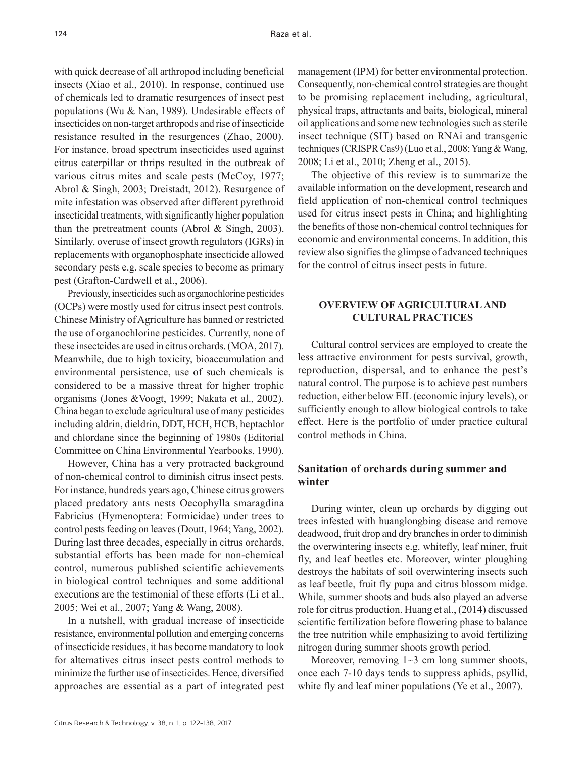with quick decrease of all arthropod including beneficial insects (Xiao et al., 2010). In response, continued use of chemicals led to dramatic resurgences of insect pest populations (Wu & Nan, 1989). Undesirable effects of insecticides on non-target arthropods and rise of insecticide resistance resulted in the resurgences (Zhao, 2000). For instance, broad spectrum insecticides used against citrus caterpillar or thrips resulted in the outbreak of various citrus mites and scale pests (McCoy, 1977; Abrol & Singh, 2003; Dreistadt, 2012). Resurgence of mite infestation was observed after different pyrethroid insecticidal treatments, with significantly higher population than the pretreatment counts (Abrol & Singh, 2003). Similarly, overuse of insect growth regulators (IGRs) in replacements with organophosphate insecticide allowed secondary pests e.g. scale species to become as primary pest (Grafton-Cardwell et al., 2006).

Previously, insecticides such as organochlorine pesticides (OCPs) were mostly used for citrus insect pest controls. Chinese Ministry of Agriculture has banned or restricted the use of organochlorine pesticides. Currently, none of these insectcides are used in citrus orchards. (MOA, 2017). Meanwhile, due to high toxicity, bioaccumulation and environmental persistence, use of such chemicals is considered to be a massive threat for higher trophic organisms (Jones &Voogt, 1999; Nakata et al., 2002). China began to exclude agricultural use of many pesticides including aldrin, dieldrin, DDT, HCH, HCB, heptachlor and chlordane since the beginning of 1980s (Editorial Committee on China Environmental Yearbooks, 1990).

However, China has a very protracted background of non-chemical control to diminish citrus insect pests. For instance, hundreds years ago, Chinese citrus growers placed predatory ants nests Oecophylla smaragdina Fabricius (Hymenoptera: Formicidae) under trees to control pests feeding on leaves (Doutt, 1964; Yang, 2002). During last three decades, especially in citrus orchards, substantial efforts has been made for non-chemical control, numerous published scientific achievements in biological control techniques and some additional executions are the testimonial of these efforts (Li et al., 2005; Wei et al., 2007; Yang & Wang, 2008).

In a nutshell, with gradual increase of insecticide resistance, environmental pollution and emerging concerns of insecticide residues, it has become mandatory to look for alternatives citrus insect pests control methods to minimize the further use of insecticides. Hence, diversified approaches are essential as a part of integrated pest management (IPM) for better environmental protection. Consequently, non-chemical control strategies are thought to be promising replacement including, agricultural, physical traps, attractants and baits, biological, mineral oil applications and some new technologies such as sterile insect technique (SIT) based on RNAi and transgenic techniques (CRISPR Cas9) (Luo et al., 2008; Yang & Wang, 2008; Li et al., 2010; Zheng et al., 2015).

The objective of this review is to summarize the available information on the development, research and field application of non-chemical control techniques used for citrus insect pests in China; and highlighting the benefits of those non-chemical control techniques for economic and environmental concerns. In addition, this review also signifies the glimpse of advanced techniques for the control of citrus insect pests in future.

## OVERVIEW OF AGRICULTURAL AND CULTURAL PRACTICES

Cultural control services are employed to create the less attractive environment for pests survival, growth, reproduction, dispersal, and to enhance the pest's natural control. The purpose is to achieve pest numbers reduction, either below EIL (economic injury levels), or sufficiently enough to allow biological controls to take effect. Here is the portfolio of under practice cultural control methods in China.

### Sanitation of orchards during summer and winter

During winter, clean up orchards by digging out trees infested with huanglongbing disease and remove deadwood, fruit drop and dry branches in order to diminish the overwintering insects e.g. whitefly, leaf miner, fruit fly, and leaf beetles etc. Moreover, winter ploughing destroys the habitats of soil overwintering insects such as leaf beetle, fruit fly pupa and citrus blossom midge. While, summer shoots and buds also played an adverse role for citrus production. Huang et al., (2014) discussed scientific fertilization before flowering phase to balance the tree nutrition while emphasizing to avoid fertilizing nitrogen during summer shoots growth period.

Moreover, removing 1~3 cm long summer shoots, once each 7-10 days tends to suppress aphids, psyllid, white fly and leaf miner populations (Ye et al., 2007).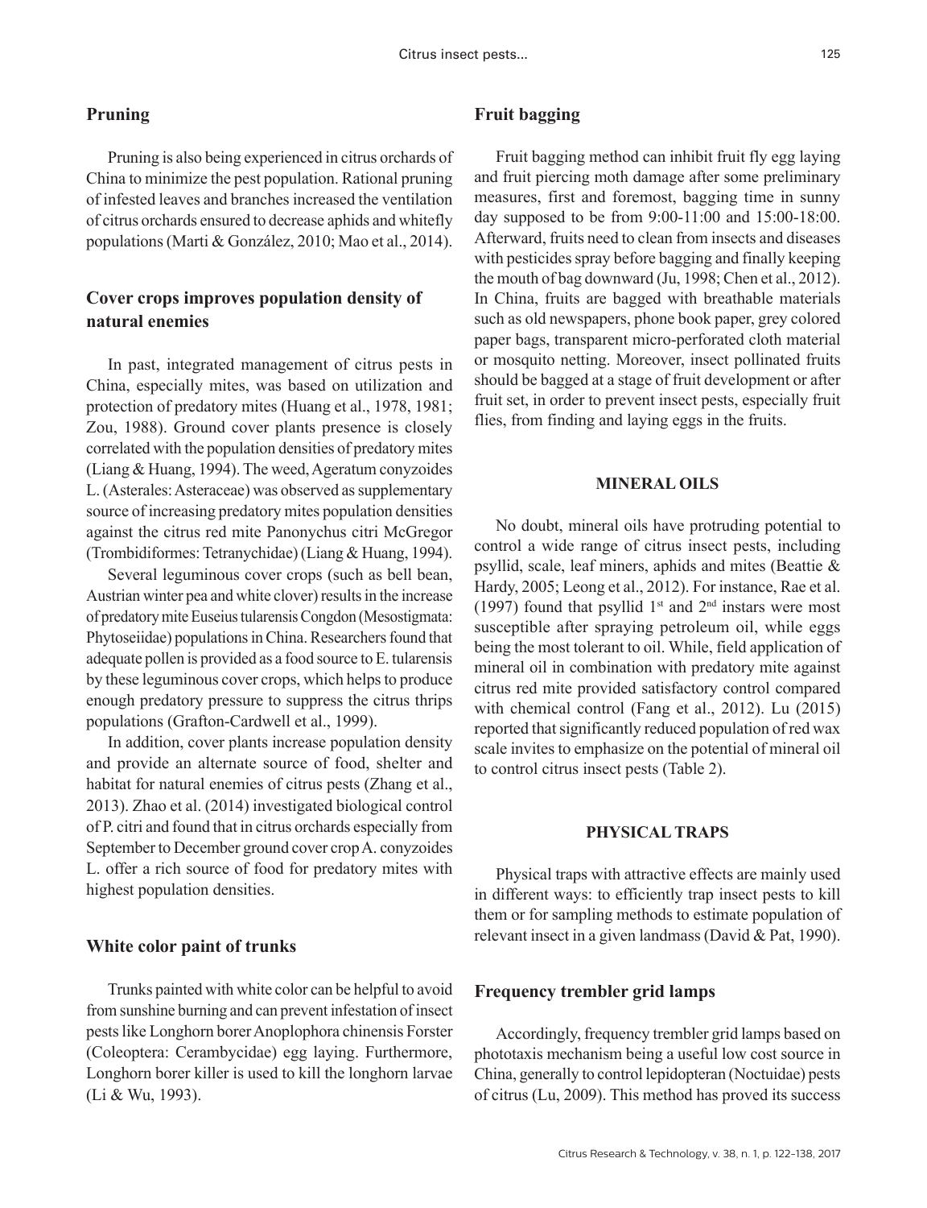## Pruning

Pruning is also being experienced in citrus orchards of China to minimize the pest population. Rational pruning of infested leaves and branches increased the ventilation of citrus orchards ensured to decrease aphids and whitefly populations (Marti & González, 2010; Mao et al., 2014).

## Cover crops improves population density of natural enemies

In past, integrated management of citrus pests in China, especially mites, was based on utilization and protection of predatory mites (Huang et al., 1978, 1981; Zou, 1988). Ground cover plants presence is closely correlated with the population densities of predatory mites (Liang & Huang, 1994). The weed, Ageratum conyzoides L. (Asterales: Asteraceae) was observed as supplementary source of increasing predatory mites population densities against the citrus red mite Panonychus citri McGregor (Trombidiformes: Tetranychidae) (Liang & Huang, 1994).

Several leguminous cover crops (such as bell bean, Austrian winter pea and white clover) results in the increase of predatory mite Euseius tularensis Congdon (Mesostigmata: Phytoseiidae) populations in China. Researchers found that adequate pollen is provided as a food source to E. tularensis by these leguminous cover crops, which helps to produce enough predatory pressure to suppress the citrus thrips populations (Grafton-Cardwell et al., 1999).

In addition, cover plants increase population density and provide an alternate source of food, shelter and habitat for natural enemies of citrus pests (Zhang et al., 2013). Zhao et al. (2014) investigated biological control of P. citri and found that in citrus orchards especially from September to December ground cover crop A. conyzoides L. offer a rich source of food for predatory mites with highest population densities.

## White color paint of trunks

Trunks painted with white color can be helpful to avoid from sunshine burning and can prevent infestation of insect pests like Longhorn borer Anoplophora chinensis Forster (Coleoptera: Cerambycidae) egg laying. Furthermore, Longhorn borer killer is used to kill the longhorn larvae (Li & Wu, 1993).

## Fruit bagging

Fruit bagging method can inhibit fruit fly egg laying and fruit piercing moth damage after some preliminary measures, first and foremost, bagging time in sunny day supposed to be from 9:00-11:00 and 15:00-18:00. Afterward, fruits need to clean from insects and diseases with pesticides spray before bagging and finally keeping the mouth of bag downward (Ju, 1998; Chen et al., 2012). In China, fruits are bagged with breathable materials such as old newspapers, phone book paper, grey colored paper bags, transparent micro-perforated cloth material or mosquito netting. Moreover, insect pollinated fruits should be bagged at a stage of fruit development or after fruit set, in order to prevent insect pests, especially fruit flies, from finding and laying eggs in the fruits.

# MINERAL OILS

No doubt, mineral oils have protruding potential to control a wide range of citrus insect pests, including psyllid, scale, leaf miners, aphids and mites (Beattie & Hardy, 2005; Leong et al., 2012). For instance, Rae et al. (1997) found that psyllid 1st and 2nd instars were most susceptible after spraying petroleum oil, while eggs being the most tolerant to oil. While, field application of mineral oil in combination with predatory mite against citrus red mite provided satisfactory control compared with chemical control (Fang et al., 2012). Lu (2015) reported that significantly reduced population of red wax scale invites to emphasize on the potential of mineral oil to control citrus insect pests (Table 2).

# PHYSICAL TRAPS

Physical traps with attractive effects are mainly used in different ways: to efficiently trap insect pests to kill them or for sampling methods to estimate population of relevant insect in a given landmass (David & Pat, 1990).

## Frequency trembler grid lamps

Accordingly, frequency trembler grid lamps based on phototaxis mechanism being a useful low cost source in China, generally to control lepidopteran (Noctuidae) pests of citrus (Lu, 2009). This method has proved its success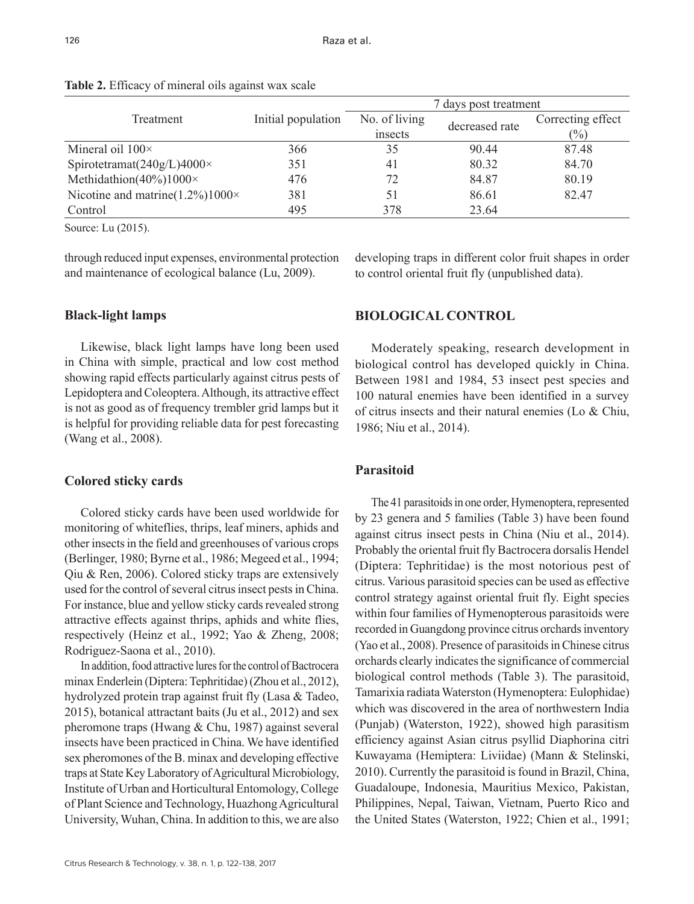**Table 2.** Efficacy of mineral oils against wax scale

| Treatment | Initial population | 7 days post treatment | | |
|---|---|---|---|---|
| | | No. of living insects | decreased rate | Correcting effect (%) |
| Mineral oil 100× | 366 | 35 | 90.44 | 87.48 |
| Spirotetramat(240g/L)4000× | 351 | 41 | 80.32 | 84.70 |
| Methidathion(40%)1000× | 476 | 72 | 84.87 | 80.19 |
| Nicotine and matrine(1.2%)1000× | 381 | 51 | 86.61 | 82.47 |
| Control | 495 | 378 | 23.64 | |

Source: Lu (2015).

through reduced input expenses, environmental protection and maintenance of ecological balance (Lu, 2009).

### Black-light lamps

Likewise, black light lamps have long been used in China with simple, practical and low cost method showing rapid effects particularly against citrus pests of Lepidoptera and Coleoptera. Although, its attractive effect is not as good as of frequency trembler grid lamps but it is helpful for providing reliable data for pest forecasting (Wang et al., 2008).

### Colored sticky cards

Colored sticky cards have been used worldwide for monitoring of whiteflies, thrips, leaf miners, aphids and other insects in the field and greenhouses of various crops (Berlinger, 1980; Byrne et al., 1986; Megeed et al., 1994; Qiu & Ren, 2006). Colored sticky traps are extensively used for the control of several citrus insect pests in China. For instance, blue and yellow sticky cards revealed strong attractive effects against thrips, aphids and white flies, respectively (Heinz et al., 1992; Yao & Zheng, 2008; Rodriguez-Saona et al., 2010).

In addition, food attractive lures for the control of Bactrocera minax Enderlein (Diptera: Tephritidae) (Zhou et al., 2012), hydrolyzed protein trap against fruit fly (Lasa & Tadeo, 2015), botanical attractant baits (Ju et al., 2012) and sex pheromone traps (Hwang & Chu, 1987) against several insects have been practiced in China. We have identified sex pheromones of the B. minax and developing effective traps at State Key Laboratory of Agricultural Microbiology, Institute of Urban and Horticultural Entomology, College of Plant Science and Technology, Huazhong Agricultural University, Wuhan, China. In addition to this, we are also developing traps in different color fruit shapes in order to control oriental fruit fly (unpublished data).

## BIOLOGICAL CONTROL

Moderately speaking, research development in biological control has developed quickly in China. Between 1981 and 1984, 53 insect pest species and 100 natural enemies have been identified in a survey of citrus insects and their natural enemies (Lo & Chiu, 1986; Niu et al., 2014).

### Parasitoid

The 41 parasitoids in one order, Hymenoptera, represented by 23 genera and 5 families (Table 3) have been found against citrus insect pests in China (Niu et al., 2014). Probably the oriental fruit fly Bactrocera dorsalis Hendel (Diptera: Tephritidae) is the most notorious pest of citrus. Various parasitoid species can be used as effective control strategy against oriental fruit fly. Eight species within four families of Hymenopterous parasitoids were recorded in Guangdong province citrus orchards inventory (Yao et al., 2008). Presence of parasitoids in Chinese citrus orchards clearly indicates the significance of commercial biological control methods (Table 3). The parasitoid, Tamarixia radiata Waterston (Hymenoptera: Eulophidae) which was discovered in the area of northwestern India (Punjab) (Waterston, 1922), showed high parasitism efficiency against Asian citrus psyllid Diaphorina citri Kuwayama (Hemiptera: Liviidae) (Mann & Stelinski, 2010). Currently the parasitoid is found in Brazil, China, Guadaloupe, Indonesia, Mauritius Mexico, Pakistan, Philippines, Nepal, Taiwan, Vietnam, Puerto Rico and the United States (Waterston, 1922; Chien et al., 1991;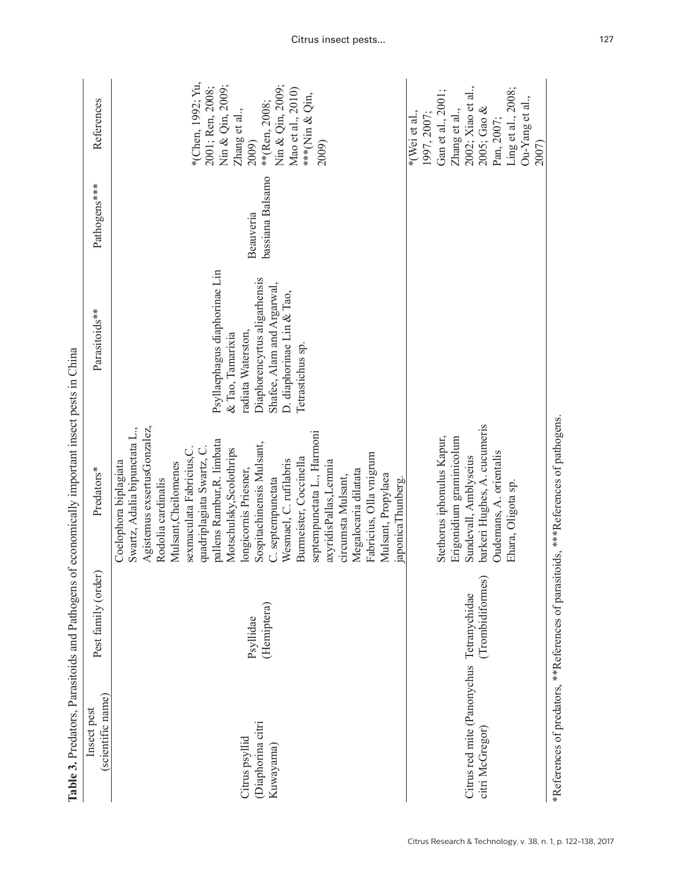**Table 3.** Predators, Parasitoids and Pathogens of economically important insect pests in China

| Insect pest (scientific name) | Pest family (order) | Predators* | Parasitoids** | Pathogens*** | References |
|---|---|---|---|---|---|
| Citrus psyllid (Diaphorina citri Kuwayama) | Psyllidae (Hemiptera) | Coelophora biplagiata Swartz, Adalia bipunctata L., Agistemus exsertusGonzalez, Rodolia cardinalis Mulsant,Cheilomenes sexmaculata Fabricius,C. quadriplagiata Swartz, C. pallens Rambur,R. limbata Motschulsky,Scolothrips longicornis Priesner, Sospitachinensis Mulsant, C. septempunctata Wesmael, C. rufilabris Burmeister, Coccinella septempunctata L., Harmoni axyridisPallas,Lemnia circumsta Mulsant, Megalocaria dilatata Fabricius, Olla vnigrum Mulsant, Propylaea japonicaThunberg. | Psyllaephagus diaphorinae Lin & Tao, Tamarixia radiata Waterston, Diaphorencyrtus aligarhensis Shafee, Alam and Argarwal, D. diaphorinae Lin & Tao, Tetrastichus sp. | Beauveria bassiana Balsamo | *(Chen, 1992; Yu, 2001; Ren, 2008; Nin & Qin, 2009; Zhang et al., 2009) **(Ren, 2008; Nin & Qin, 2009; Mao et al., 2010) ***(Nin & Qin, 2009) |
| Citrus red mite (Panonychus citri McGregor) | Tetranychidae (Trombidiformes) | Stethorus iphonulus Kapur, Erigonidium graminicolum Sundevall, Amblyseius barkeri Hughes, A. cucumeris Oudemans, A. orientalis Ehara, Oligota sp. | | | *(Wei et al., 1997, 2007; Gan et al., 2001; Zhang et al., 2002; Xiao et al., 2005; Gao & Pan, 2007; Ling et al., 2008; Ou-Yang et al., 2007) |

*References of predators, **References of parasitoids, ***References of pathogens.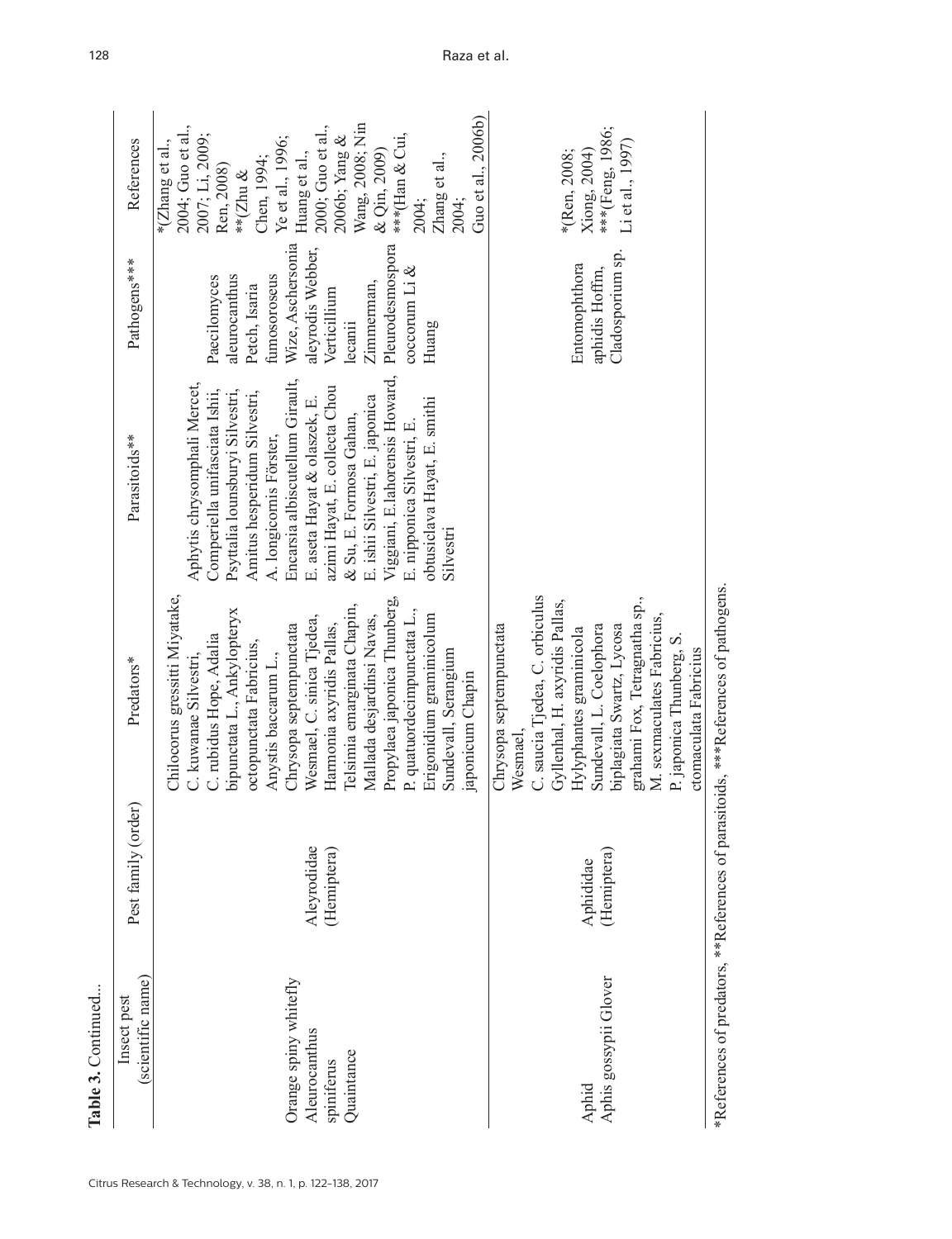**Table 3.** Continued...

| Insect pest (scientific name) | Pest family (order) | Predators* | Parasitoids** | Pathogens*** | References |
|---|---|---|---|---|---|
| Orange spiny whitefly Aleurocanthus spiniferus Quaintance | Aleyrodidae (Hemiptera) | Chilocorus gressitti Miyatake, C. kuwanae Silvestri, C. rubidus Hope, Adalia bipunctata L., Ankylopteryx octopunctata Fabricius, Anystis baccarum L., Chrysopa septempunctata Wesmael, C. sinica Tjedea, Harmonia axyridis Pallas, Telsimia emarginata Chapin, Mallada desjardinsi Navas, Propylaea japonica Thunberg, P. quatuordecimpunctata L., Erigonidium graminicolum Sundevall, Serangium japonicum Chapin | Aphytis chrysomphali Mercet, Comperiella unifasciata Ishii, Psyttalia lounsburyi Silvestri, Amitus hesperidum Silvestri, A. longicornis Förster, Encarsia albiscutellum Girault, E. aseta Hayat & olaszek, E. azimi Hayat, E. collecta Chou & Su, E. Formosa Gahan, E. ishii Silvestri, E. japonica Viggiani, E.lahorensis Howard, E. nipponica Silvestri, E. obtusiclava Hayat, E. smithi Silvestri | Paecilomyces aleurocanthus Petch, Isaria fumosoroseus Wize, Aschersonia aleyrodis Webber, Verticillium lecanii Zimmerman, Pleurodesmospora coccorum Li & Huang | *(Zhang et al., 2004; Guo et al., 2007; Li, 2009; Ren, 2008) **(Zhu & Chen, 1994; Ye et al., 1996; Huang et al., 2000; Guo et al., 2006b; Yang & Wang, 2008; Nin & Qin, 2009) ***(Han & Cui, 2004; Zhang et al., 2004; Guo et al., 2006b) |
| Aphid Aphis gossypii Glover | Aphididae (Hemiptera) | Chrysopa septempunctata Wesmael, C. saucia Tjedea, C. orbiculus Gyllenhal, H. axyridis Pallas, Hylyphantes graminicola Sundevall, L. Coelophora biplagiata Swartz, Lycosa grahami Fox, Tetragnatha sp., M. sexmaculates Fabricius, P. japonica Thunberg, S. ctomaculata Fabricius | | Entomophthora aphidis Hoffm, Cladosporium sp. | *(Ren, 2008; Xiong, 2004) ***(Feng, 1986; Li et al., 1997) |

*References of predators, **References of parasitoids, ***References of pathogens.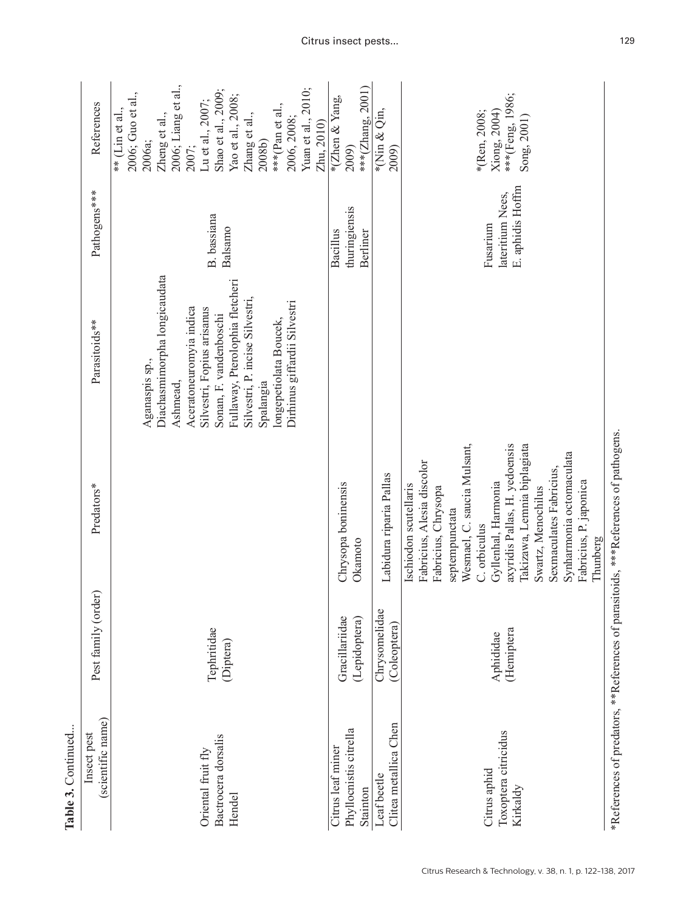**Table 3.** Continued...

| Insect pest (scientific name) | Pest family (order) | Predators* | Parasitoids** | Pathogens*** | References |
|---|---|---|---|---|---|
| Oriental fruit fly Bactrocera dorsalis Hendel | Tephritidae (Diptera) | | Aganaspis sp., Diachasmimorpha longicaudata Ashmead, Aceratoneuromyia indica Silvestri, Fopius arisanus Sonan, F. vandenboschi Fullaway, Pterolophia fletcheri Silvestri, P. incise Silvestri, Spalangia longepetiolata Boucek, Dirhinus giffardii Silvestri | B. bassiana Balsamo | ** (Lin et al., 2006; Guo et al., 2006a; Zheng et al., 2006; Liang et al., 2007; Lu et al., 2007; Shao et al., 2009; Yao et al., 2008; Zhang et al., 2008b) ***(Pan et al., 2006, 2008; Yuan et al., 2010; Zhu, 2010) |
| Citrus leaf miner Phyllocnistis citrella Stainton | Gracillariidae (Lepidoptera) | Chrysopa boninensis Okamoto | | Bacillus thuringiensis Berliner | *(Zhen & Yang, 2009) ***(Zhang, 2001) |
| Leaf beetle Clitea metallica Chen | Chrysomelidae (Coleoptera) | Labidura riparia Pallas | | | *(Nin & Qin, 2009) |
| Citrus aphid Toxoptera citricidus Kirkaldy | Aphididae (Hemiptera) | Ischiodon scutellaris Fabricius, Alesia discolor Fabricius, Chrysopa septempunctata Wesmael, C. saucia Mulsant, C. orbiculus Gyllenhal, Harmonia axyridis Pallas, H. yedoensis Takizawa, Lemnia biplagiata Swartz, Menochilus Sexmaculates Fabricius, Synharmonia octomaculata Fabricius, P. japonica Thunberg | | Fusarium lateritium Nees, E. aphidis Hoffm | *(Ren, 2008; Xiong, 2004) ***(Feng, 1986; Song, 2001) |

*References of predators, **References of parasitoids, ***References of pathogens.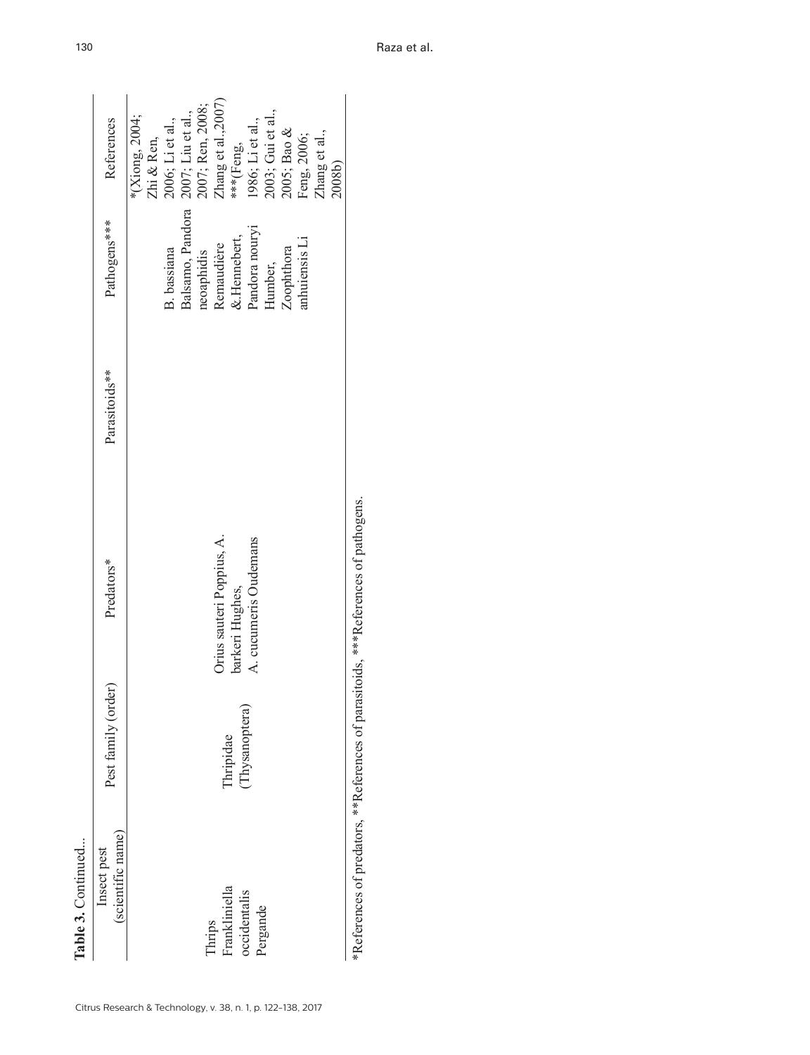**Table 3.** Continued...

| Insect pest (scientific name) | Pest family (order) | Predators* | Parasitoids** | Pathogens*** | References |
|---|---|---|---|---|---|
| Thrips Frankliniella occidentalis Pergande | Thripidae (Thysanoptera) | Orius sauteri Poppius, A. barkeri Hughes, A. cucumeris Oudemans | | B. bassiana Balsamo, Pandora neoaphidis Remaudière & Hennebert, Pandora nouryi Humber, Zoophthora anhuiensis Li | *(Xiong, 2004; Zhi & Ren, 2006; Li et al., 2007; Liu et al., 2007; Ren, 2008; Zhang et al.,2007) ***(Feng, 1986; Li et al., 2003; Gui et al., 2005; Bao & Feng, 2006; Zhang et al., 2008b) |

*References of predators, **References of parasitoids, ***References of pathogens.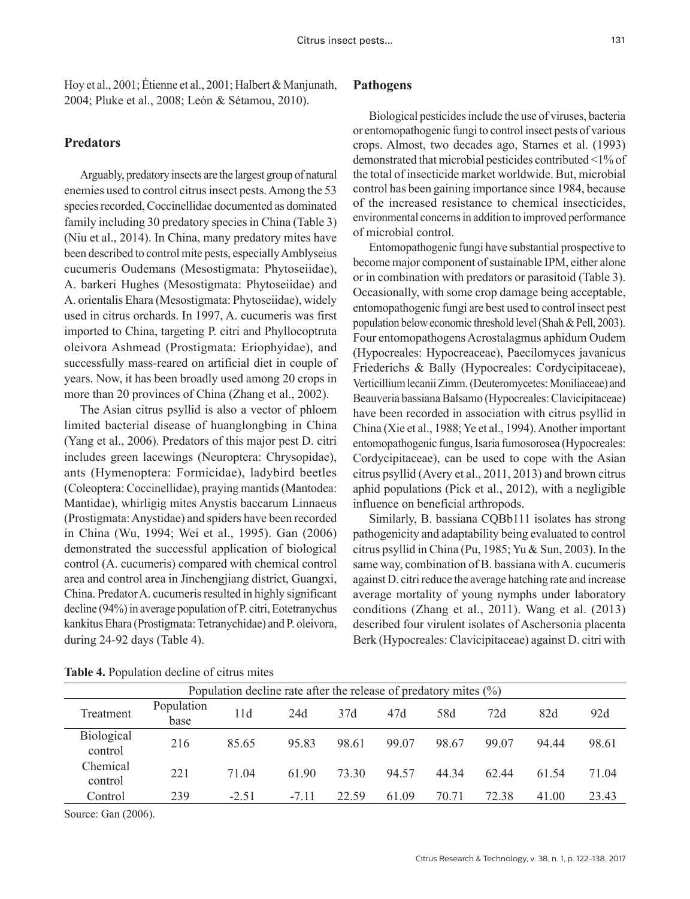Hoy et al., 2001; Étienne et al., 2001; Halbert & Manjunath, 2004; Pluke et al., 2008; León & Sétamou, 2010).

## Predators

Arguably, predatory insects are the largest group of natural enemies used to control citrus insect pests. Among the 53 species recorded, Coccinellidae documented as dominated family including 30 predatory species in China (Table 3) (Niu et al., 2014). In China, many predatory mites have been described to control mite pests, especially Amblyseius cucumeris Oudemans (Mesostigmata: Phytoseiidae), A. barkeri Hughes (Mesostigmata: Phytoseiidae) and A. orientalis Ehara (Mesostigmata: Phytoseiidae), widely used in citrus orchards. In 1997, A. cucumeris was first imported to China, targeting P. citri and Phyllocoptruta oleivora Ashmead (Prostigmata: Eriophyidae), and successfully mass-reared on artificial diet in couple of years. Now, it has been broadly used among 20 crops in more than 20 provinces of China (Zhang et al., 2002).

The Asian citrus psyllid is also a vector of phloem limited bacterial disease of huanglongbing in China (Yang et al., 2006). Predators of this major pest D. citri includes green lacewings (Neuroptera: Chrysopidae), ants (Hymenoptera: Formicidae), ladybird beetles (Coleoptera: Coccinellidae), praying mantids (Mantodea: Mantidae), whirligig mites Anystis baccarum Linnaeus (Prostigmata: Anystidae) and spiders have been recorded in China (Wu, 1994; Wei et al., 1995). Gan (2006) demonstrated the successful application of biological control (A. cucumeris) compared with chemical control area and control area in Jinchengjiang district, Guangxi, China. Predator A. cucumeris resulted in highly significant decline (94%) in average population of P. citri, Eotetranychus kankitus Ehara (Prostigmata: Tetranychidae) and P. oleivora, during 24-92 days (Table 4).

## Pathogens

Biological pesticides include the use of viruses, bacteria or entomopathogenic fungi to control insect pests of various crops. Almost, two decades ago, Starnes et al. (1993) demonstrated that microbial pesticides contributed <1% of the total of insecticide market worldwide. But, microbial control has been gaining importance since 1984, because of the increased resistance to chemical insecticides, environmental concerns in addition to improved performance of microbial control.

Entomopathogenic fungi have substantial prospective to become major component of sustainable IPM, either alone or in combination with predators or parasitoid (Table 3). Occasionally, with some crop damage being acceptable, entomopathogenic fungi are best used to control insect pest population below economic threshold level (Shah & Pell, 2003). Four entomopathogens Acrostalagmus aphidum Oudem (Hypocreales: Hypocreaceae), Paecilomyces javanicus Friederichs & Bally (Hypocreales: Cordycipitaceae), Verticillium lecanii Zimm. (Deuteromycetes: Moniliaceae) and Beauveria bassiana Balsamo (Hypocreales: Clavicipitaceae) have been recorded in association with citrus psyllid in China (Xie et al., 1988; Ye et al., 1994). Another important entomopathogenic fungus, Isaria fumosorosea (Hypocreales: Cordycipitaceae), can be used to cope with the Asian citrus psyllid (Avery et al., 2011, 2013) and brown citrus aphid populations (Pick et al., 2012), with a negligible influence on beneficial arthropods.

Similarly, B. bassiana CQBb111 isolates has strong pathogenicity and adaptability being evaluated to control citrus psyllid in China (Pu, 1985; Yu & Sun, 2003). In the same way, combination of B. bassiana with A. cucumeris against D. citri reduce the average hatching rate and increase average mortality of young nymphs under laboratory conditions (Zhang et al., 2011). Wang et al. (2013) described four virulent isolates of Aschersonia placenta Berk (Hypocreales: Clavicipitaceae) against D. citri with

**Table 4.** Population decline of citrus mites

| | | Population decline rate after the release of predatory mites (%) | | | | | | | |
|---|---|---|---|---|---|---|---|---|---|
| Treatment | Population base | 11d | 24d | 37d | 47d | 58d | 72d | 82d | 92d |
| Biological control | 216 | 85.65 | 95.83 | 98.61 | 99.07 | 98.67 | 99.07 | 94.44 | 98.61 |
| Chemical control | 221 | 71.04 | 61.90 | 73.30 | 94.57 | 44.34 | 62.44 | 61.54 | 71.04 |
| Control | 239 | -2.51 | -7.11 | 22.59 | 61.09 | 70.71 | 72.38 | 41.00 | 23.43 |

Source: Gan (2006).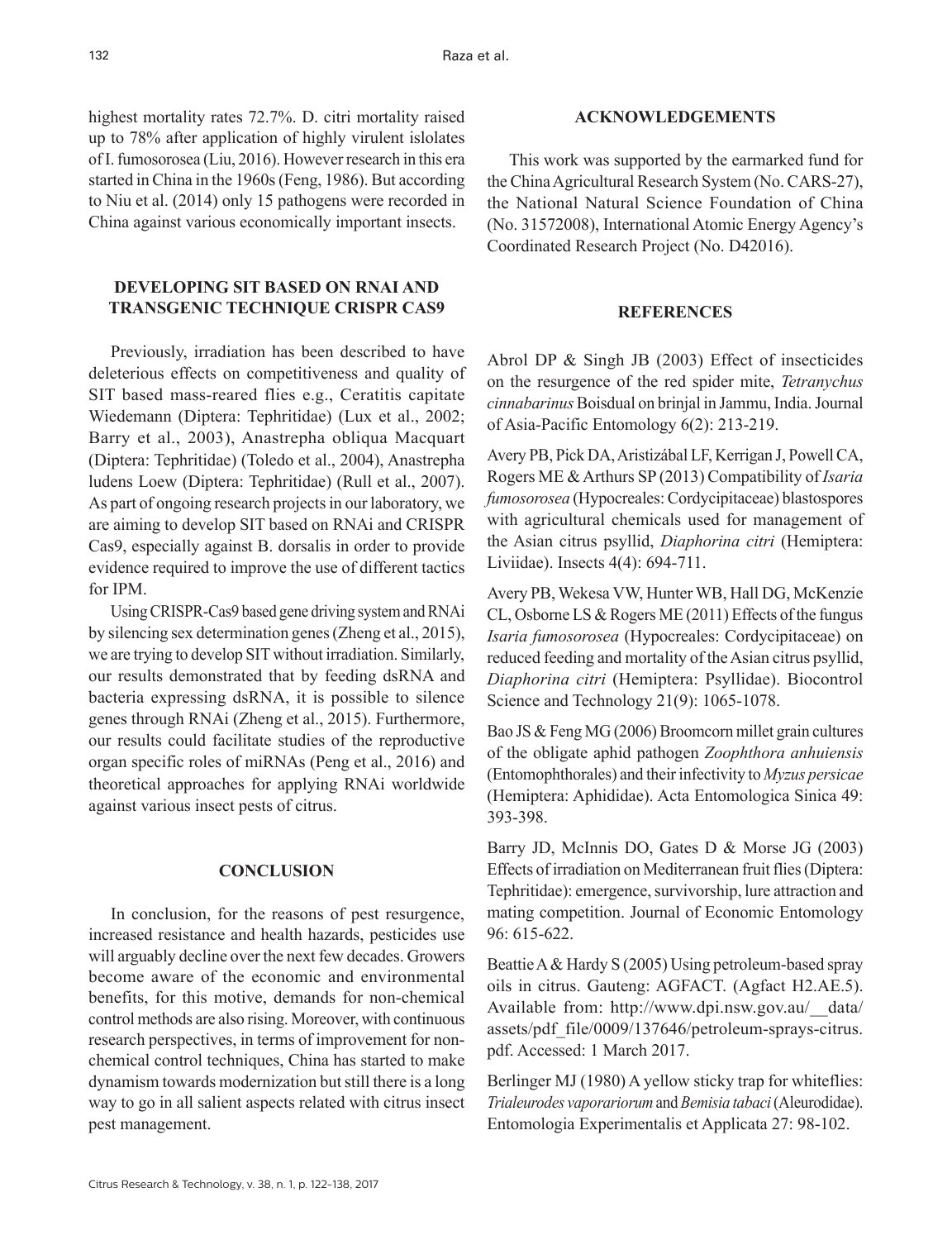highest mortality rates 72.7%. D. citri mortality raised up to 78% after application of highly virulent islolates of I. fumosorosea (Liu, 2016). However research in this era started in China in the 1960s (Feng, 1986). But according to Niu et al. (2014) only 15 pathogens were recorded in China against various economically important insects.

## DEVELOPING SIT BASED ON RNAI AND TRANSGENIC TECHNIQUE CRISPR CAS9

Previously, irradiation has been described to have deleterious effects on competitiveness and quality of SIT based mass-reared flies e.g., Ceratitis capitate Wiedemann (Diptera: Tephritidae) (Lux et al., 2002; Barry et al., 2003), Anastrepha obliqua Macquart (Diptera: Tephritidae) (Toledo et al., 2004), Anastrepha ludens Loew (Diptera: Tephritidae) (Rull et al., 2007). As part of ongoing research projects in our laboratory, we are aiming to develop SIT based on RNAi and CRISPR Cas9, especially against B. dorsalis in order to provide evidence required to improve the use of different tactics for IPM.

Using CRISPR-Cas9 based gene driving system and RNAi by silencing sex determination genes (Zheng et al., 2015), we are trying to develop SIT without irradiation. Similarly, our results demonstrated that by feeding dsRNA and bacteria expressing dsRNA, it is possible to silence genes through RNAi (Zheng et al., 2015). Furthermore, our results could facilitate studies of the reproductive organ specific roles of miRNAs (Peng et al., 2016) and theoretical approaches for applying RNAi worldwide against various insect pests of citrus.

## CONCLUSION

In conclusion, for the reasons of pest resurgence, increased resistance and health hazards, pesticides use will arguably decline over the next few decades. Growers become aware of the economic and environmental benefits, for this motive, demands for non-chemical control methods are also rising. Moreover, with continuous research perspectives, in terms of improvement for non-chemical control techniques, China has started to make dynamism towards modernization but still there is a long way to go in all salient aspects related with citrus insect pest management.

## ACKNOWLEDGEMENTS

This work was supported by the earmarked fund for the China Agricultural Research System (No. CARS-27), the National Natural Science Foundation of China (No. 31572008), International Atomic Energy Agency's Coordinated Research Project (No. D42016).

## REFERENCES

Abrol DP & Singh JB (2003) Effect of insecticides on the resurgence of the red spider mite, *Tetranychus cinnabarinus* Boisdual on brinjal in Jammu, India. Journal of Asia-Pacific Entomology 6(2): 213-219.

Avery PB, Pick DA, Aristizábal LF, Kerrigan J, Powell CA, Rogers ME & Arthurs SP (2013) Compatibility of *Isaria fumosorosea* (Hypocreales: Cordycipitaceae) blastospores with agricultural chemicals used for management of the Asian citrus psyllid, *Diaphorina citri* (Hemiptera: Liviidae). Insects 4(4): 694-711.

Avery PB, Wekesa VW, Hunter WB, Hall DG, McKenzie CL, Osborne LS & Rogers ME (2011) Effects of the fungus *Isaria fumosorosea* (Hypocreales: Cordycipitaceae) on reduced feeding and mortality of the Asian citrus psyllid, *Diaphorina citri* (Hemiptera: Psyllidae). Biocontrol Science and Technology 21(9): 1065-1078.

Bao JS & Feng MG (2006) Broomcorn millet grain cultures of the obligate aphid pathogen *Zoophthora anhuiensis* (Entomophthorales) and their infectivity to *Myzus persicae* (Hemiptera: Aphididae). Acta Entomologica Sinica 49: 393-398.

Barry JD, McInnis DO, Gates D & Morse JG (2003) Effects of irradiation on Mediterranean fruit flies (Diptera: Tephritidae): emergence, survivorship, lure attraction and mating competition. Journal of Economic Entomology 96: 615-622.

Beattie A & Hardy S (2005) Using petroleum-based spray oils in citrus. Gauteng: AGFACT. (Agfact H2.AE.5). Available from: http://www.dpi.nsw.gov.au/__data/assets/pdf_file/0009/137646/petroleum-sprays-citrus.pdf. Accessed: 1 March 2017.

Berlinger MJ (1980) A yellow sticky trap for whiteflies: *Trialeurodes vaporariorum* and *Bemisia tabaci* (Aleurodidae). Entomologia Experimentalis et Applicata 27: 98-102.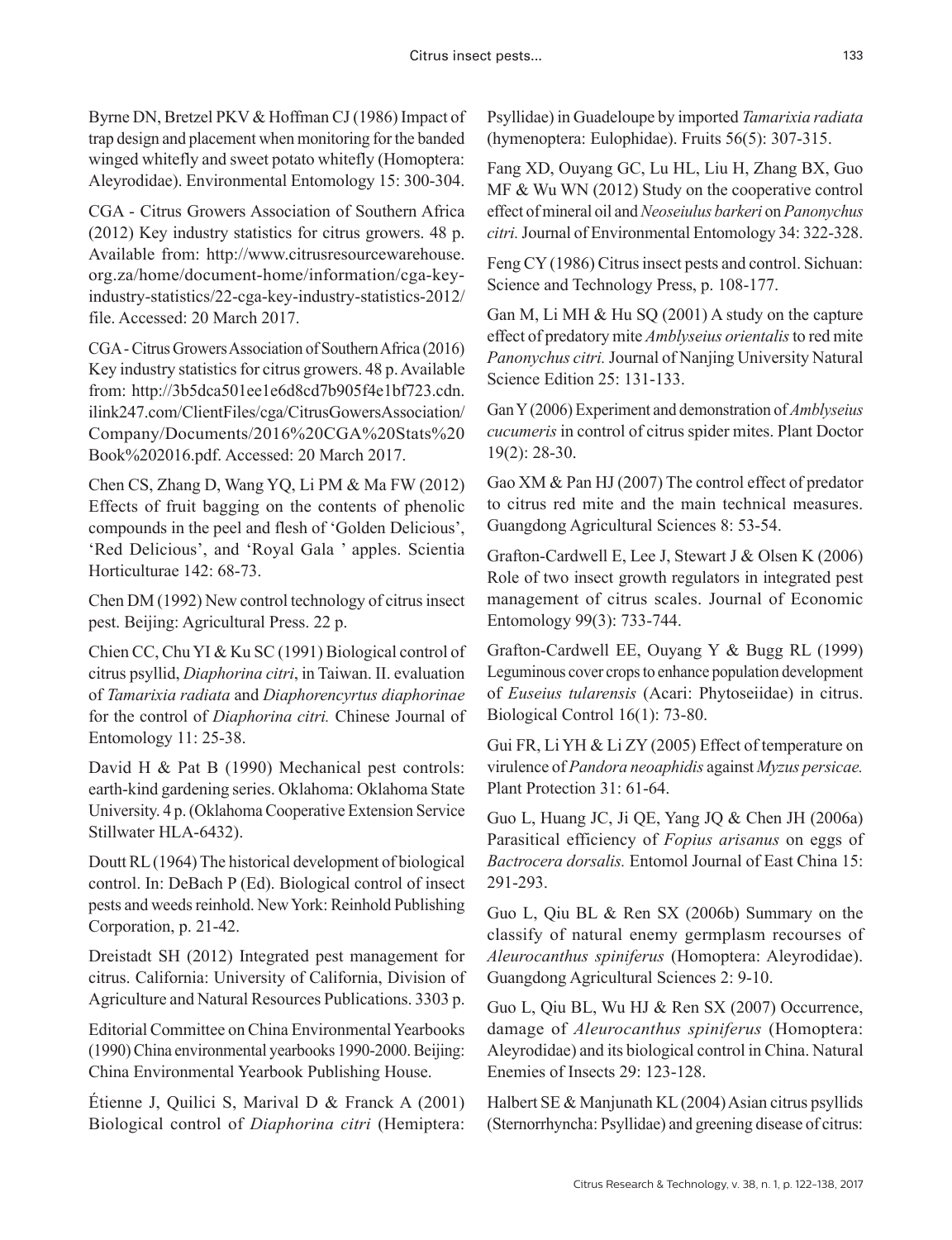Byrne DN, Bretzel PKV & Hoffman CJ (1986) Impact of trap design and placement when monitoring for the banded winged whitefly and sweet potato whitefly (Homoptera: Aleyrodidae). Environmental Entomology 15: 300-304.

CGA - Citrus Growers Association of Southern Africa (2012) Key industry statistics for citrus growers. 48 p. Available from: http://www.citrusresourcewarehouse.org.za/home/document-home/information/cga-key-industry-statistics/22-cga-key-industry-statistics-2012/file. Accessed: 20 March 2017.

CGA - Citrus Growers Association of Southern Africa (2016) Key industry statistics for citrus growers. 48 p. Available from: http://3b5dca501ee1e6d8cd7b905f4e1bf723.cdn.ilink247.com/ClientFiles/cga/CitrusGowersAssociation/Company/Documents/2016%20CGA%20Stats%20Book%202016.pdf. Accessed: 20 March 2017.

Chen CS, Zhang D, Wang YQ, Li PM & Ma FW (2012) Effects of fruit bagging on the contents of phenolic compounds in the peel and flesh of 'Golden Delicious', 'Red Delicious', and 'Royal Gala ' apples. Scientia Horticulturae 142: 68-73.

Chen DM (1992) New control technology of citrus insect pest. Beijing: Agricultural Press. 22 p.

Chien CC, Chu YI & Ku SC (1991) Biological control of citrus psyllid, *Diaphorina citri*, in Taiwan. II. evaluation of *Tamarixia radiata* and *Diaphorencyrtus diaphorinae* for the control of *Diaphorina citri.* Chinese Journal of Entomology 11: 25-38.

David H & Pat B (1990) Mechanical pest controls: earth-kind gardening series. Oklahoma: Oklahoma State University. 4 p. (Oklahoma Cooperative Extension Service Stillwater HLA-6432).

Doutt RL (1964) The historical development of biological control. In: DeBach P (Ed). Biological control of insect pests and weeds reinhold. New York: Reinhold Publishing Corporation, p. 21-42.

Dreistadt SH (2012) Integrated pest management for citrus. California: University of California, Division of Agriculture and Natural Resources Publications. 3303 p.

Editorial Committee on China Environmental Yearbooks (1990) China environmental yearbooks 1990-2000. Beijing: China Environmental Yearbook Publishing House.

Étienne J, Quilici S, Marival D & Franck A (2001) Biological control of *Diaphorina citri* (Hemiptera: Psyllidae) in Guadeloupe by imported *Tamarixia radiata* (hymenoptera: Eulophidae). Fruits 56(5): 307-315.

Fang XD, Ouyang GC, Lu HL, Liu H, Zhang BX, Guo MF & Wu WN (2012) Study on the cooperative control effect of mineral oil and *Neoseiulus barkeri* on *Panonychus citri.* Journal of Environmental Entomology 34: 322-328.

Feng CY (1986) Citrus insect pests and control. Sichuan: Science and Technology Press, p. 108-177.

Gan M, Li MH & Hu SQ (2001) A study on the capture effect of predatory mite *Amblyseius orientalis* to red mite *Panonychus citri.* Journal of Nanjing University Natural Science Edition 25: 131-133.

Gan Y (2006) Experiment and demonstration of *Amblyseius cucumeris* in control of citrus spider mites. Plant Doctor 19(2): 28-30.

Gao XM & Pan HJ (2007) The control effect of predator to citrus red mite and the main technical measures. Guangdong Agricultural Sciences 8: 53-54.

Grafton-Cardwell E, Lee J, Stewart J & Olsen K (2006) Role of two insect growth regulators in integrated pest management of citrus scales. Journal of Economic Entomology 99(3): 733-744.

Grafton-Cardwell EE, Ouyang Y & Bugg RL (1999) Leguminous cover crops to enhance population development of *Euseius tularensis* (Acari: Phytoseiidae) in citrus. Biological Control 16(1): 73-80.

Gui FR, Li YH & Li ZY (2005) Effect of temperature on virulence of *Pandora neoaphidis* against *Myzus persicae.* Plant Protection 31: 61-64.

Guo L, Huang JC, Ji QE, Yang JQ & Chen JH (2006a) Parasitical efficiency of *Fopius arisanus* on eggs of *Bactrocera dorsalis.* Entomol Journal of East China 15: 291-293.

Guo L, Qiu BL & Ren SX (2006b) Summary on the classify of natural enemy germplasm recourses of *Aleurocanthus spiniferus* (Homoptera: Aleyrodidae). Guangdong Agricultural Sciences 2: 9-10.

Guo L, Qiu BL, Wu HJ & Ren SX (2007) Occurrence, damage of *Aleurocanthus spiniferus* (Homoptera: Aleyrodidae) and its biological control in China. Natural Enemies of Insects 29: 123-128.

Halbert SE & Manjunath KL (2004) Asian citrus psyllids (Sternorrhyncha: Psyllidae) and greening disease of citrus: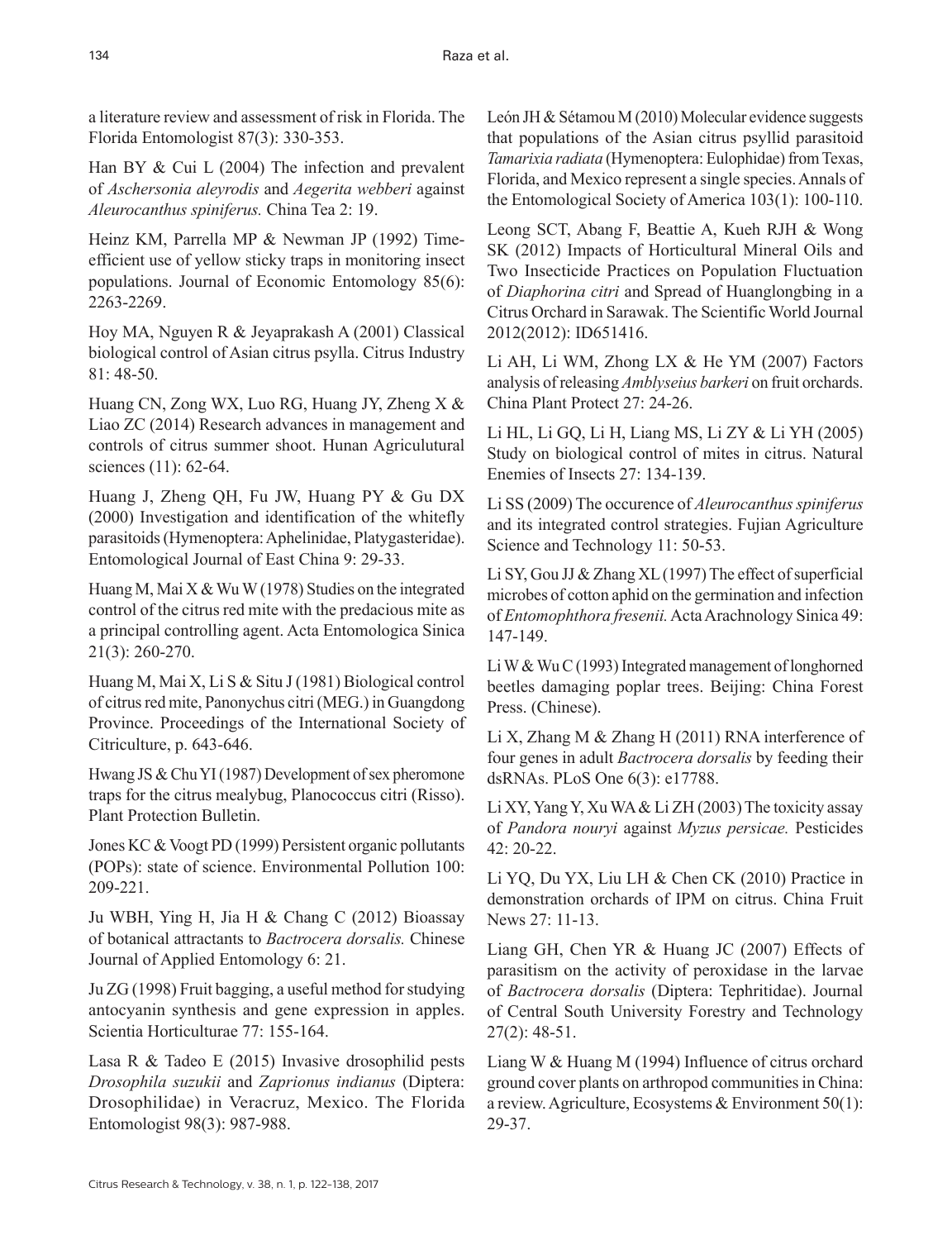a literature review and assessment of risk in Florida. The Florida Entomologist 87(3): 330-353.

Han BY & Cui L (2004) The infection and prevalent of *Aschersonia aleyrodis* and *Aegerita webberi* against *Aleurocanthus spiniferus.* China Tea 2: 19.

Heinz KM, Parrella MP & Newman JP (1992) Time-efficient use of yellow sticky traps in monitoring insect populations. Journal of Economic Entomology 85(6): 2263-2269.

Hoy MA, Nguyen R & Jeyaprakash A (2001) Classical biological control of Asian citrus psylla. Citrus Industry 81: 48-50.

Huang CN, Zong WX, Luo RG, Huang JY, Zheng X & Liao ZC (2014) Research advances in management and controls of citrus summer shoot. Hunan Agriculutural sciences (11): 62-64.

Huang J, Zheng QH, Fu JW, Huang PY & Gu DX (2000) Investigation and identification of the whitefly parasitoids (Hymenoptera: Aphelinidae, Platygasteridae). Entomological Journal of East China 9: 29-33.

Huang M, Mai X & Wu W (1978) Studies on the integrated control of the citrus red mite with the predacious mite as a principal controlling agent. Acta Entomologica Sinica 21(3): 260-270.

Huang M, Mai X, Li S & Situ J (1981) Biological control of citrus red mite, Panonychus citri (MEG.) in Guangdong Province. Proceedings of the International Society of Citriculture, p. 643-646.

Hwang JS & Chu YI (1987) Development of sex pheromone traps for the citrus mealybug, Planococcus citri (Risso). Plant Protection Bulletin.

Jones KC & Voogt PD (1999) Persistent organic pollutants (POPs): state of science. Environmental Pollution 100: 209-221.

Ju WBH, Ying H, Jia H & Chang C (2012) Bioassay of botanical attractants to *Bactrocera dorsalis.* Chinese Journal of Applied Entomology 6: 21.

Ju ZG (1998) Fruit bagging, a useful method for studying antocyanin synthesis and gene expression in apples. Scientia Horticulturae 77: 155-164.

Lasa R & Tadeo E (2015) Invasive drosophilid pests *Drosophila suzukii* and *Zaprionus indianus* (Diptera: Drosophilidae) in Veracruz, Mexico. The Florida Entomologist 98(3): 987-988.

León JH & Sétamou M (2010) Molecular evidence suggests that populations of the Asian citrus psyllid parasitoid *Tamarixia radiata* (Hymenoptera: Eulophidae) from Texas, Florida, and Mexico represent a single species. Annals of the Entomological Society of America 103(1): 100-110.

Leong SCT, Abang F, Beattie A, Kueh RJH & Wong SK (2012) Impacts of Horticultural Mineral Oils and Two Insecticide Practices on Population Fluctuation of *Diaphorina citri* and Spread of Huanglongbing in a Citrus Orchard in Sarawak. The Scientific World Journal 2012(2012): ID651416.

Li AH, Li WM, Zhong LX & He YM (2007) Factors analysis of releasing *Amblyseius barkeri* on fruit orchards. China Plant Protect 27: 24-26.

Li HL, Li GQ, Li H, Liang MS, Li ZY & Li YH (2005) Study on biological control of mites in citrus. Natural Enemies of Insects 27: 134-139.

Li SS (2009) The occurence of *Aleurocanthus spiniferus* and its integrated control strategies. Fujian Agriculture Science and Technology 11: 50-53.

Li SY, Gou JJ & Zhang XL (1997) The effect of superficial microbes of cotton aphid on the germination and infection of *Entomophthora fresenii.* Acta Arachnology Sinica 49: 147-149.

Li W & Wu C (1993) Integrated management of longhorned beetles damaging poplar trees. Beijing: China Forest Press. (Chinese).

Li X, Zhang M & Zhang H (2011) RNA interference of four genes in adult *Bactrocera dorsalis* by feeding their dsRNAs. PLoS One 6(3): e17788.

Li XY, Yang Y, Xu WA & Li ZH (2003) The toxicity assay of *Pandora nouryi* against *Myzus persicae.* Pesticides 42: 20-22.

Li YQ, Du YX, Liu LH & Chen CK (2010) Practice in demonstration orchards of IPM on citrus. China Fruit News 27: 11-13.

Liang GH, Chen YR & Huang JC (2007) Effects of parasitism on the activity of peroxidase in the larvae of *Bactrocera dorsalis* (Diptera: Tephritidae). Journal of Central South University Forestry and Technology 27(2): 48-51.

Liang W & Huang M (1994) Influence of citrus orchard ground cover plants on arthropod communities in China: a review. Agriculture, Ecosystems & Environment 50(1): 29-37.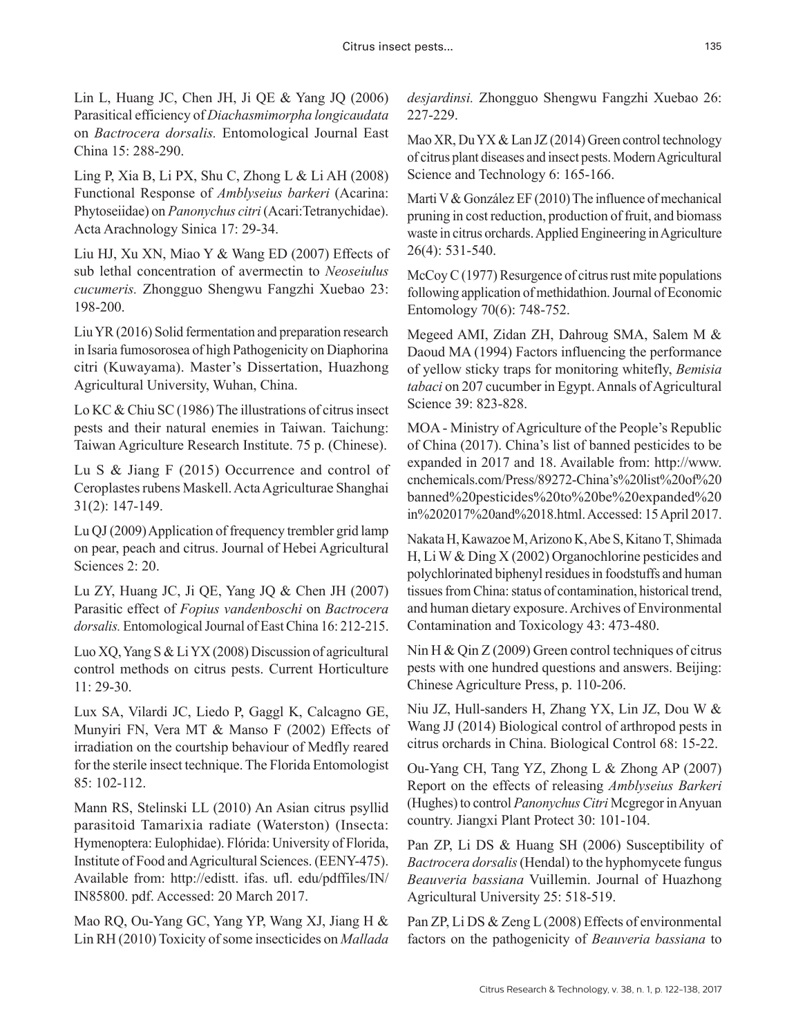Lin L, Huang JC, Chen JH, Ji QE & Yang JQ (2006) Parasitical efficiency of *Diachasmimorpha longicaudata* on *Bactrocera dorsalis.* Entomological Journal East China 15: 288-290.

Ling P, Xia B, Li PX, Shu C, Zhong L & Li AH (2008) Functional Response of *Amblyseius barkeri* (Acarina: Phytoseiidae) on *Panonychus citri* (Acari:Tetranychidae). Acta Arachnology Sinica 17: 29-34.

Liu HJ, Xu XN, Miao Y & Wang ED (2007) Effects of sub lethal concentration of avermectin to *Neoseiulus cucumeris.* Zhongguo Shengwu Fangzhi Xuebao 23: 198-200.

Liu YR (2016) Solid fermentation and preparation research in Isaria fumosorosea of high Pathogenicity on Diaphorina citri (Kuwayama). Master's Dissertation, Huazhong Agricultural University, Wuhan, China.

Lo KC & Chiu SC (1986) The illustrations of citrus insect pests and their natural enemies in Taiwan. Taichung: Taiwan Agriculture Research Institute. 75 p. (Chinese).

Lu S & Jiang F (2015) Occurrence and control of Ceroplastes rubens Maskell. Acta Agriculturae Shanghai 31(2): 147-149.

Lu QJ (2009) Application of frequency trembler grid lamp on pear, peach and citrus. Journal of Hebei Agricultural Sciences 2: 20.

Lu ZY, Huang JC, Ji QE, Yang JQ & Chen JH (2007) Parasitic effect of *Fopius vandenboschi* on *Bactrocera dorsalis.* Entomological Journal of East China 16: 212-215.

Luo XQ, Yang S & Li YX (2008) Discussion of agricultural control methods on citrus pests. Current Horticulture 11: 29-30.

Lux SA, Vilardi JC, Liedo P, Gaggl K, Calcagno GE, Munyiri FN, Vera MT & Manso F (2002) Effects of irradiation on the courtship behaviour of Medfly reared for the sterile insect technique. The Florida Entomologist 85: 102-112.

Mann RS, Stelinski LL (2010) An Asian citrus psyllid parasitoid Tamarixia radiate (Waterston) (Insecta: Hymenoptera: Eulophidae). Flórida: University of Florida, Institute of Food and Agricultural Sciences. (EENY-475). Available from: http://edistt. ifas. ufl. edu/pdffiles/IN/IN85800. pdf. Accessed: 20 March 2017.

Mao RQ, Ou-Yang GC, Yang YP, Wang XJ, Jiang H & Lin RH (2010) Toxicity of some insecticides on *Mallada desjardinsi.* Zhongguo Shengwu Fangzhi Xuebao 26: 227-229.

Mao XR, Du YX & Lan JZ (2014) Green control technology of citrus plant diseases and insect pests. Modern Agricultural Science and Technology 6: 165-166.

Marti V & González EF (2010) The influence of mechanical pruning in cost reduction, production of fruit, and biomass waste in citrus orchards. Applied Engineering in Agriculture 26(4): 531-540.

McCoy C (1977) Resurgence of citrus rust mite populations following application of methidathion. Journal of Economic Entomology 70(6): 748-752.

Megeed AMI, Zidan ZH, Dahroug SMA, Salem M & Daoud MA (1994) Factors influencing the performance of yellow sticky traps for monitoring whitefly, *Bemisia tabaci* on 207 cucumber in Egypt. Annals of Agricultural Science 39: 823-828.

MOA - Ministry of Agriculture of the People's Republic of China (2017). China's list of banned pesticides to be expanded in 2017 and 18. Available from: http://www.cnchemicals.com/Press/89272-China's%20list%20of%20banned%20pesticides%20to%20be%20expanded%20in%202017%20and%2018.html. Accessed: 15 April 2017.

Nakata H, Kawazoe M, Arizono K, Abe S, Kitano T, Shimada H, Li W & Ding X (2002) Organochlorine pesticides and polychlorinated biphenyl residues in foodstuffs and human tissues from China: status of contamination, historical trend, and human dietary exposure. Archives of Environmental Contamination and Toxicology 43: 473-480.

Nin H & Qin Z (2009) Green control techniques of citrus pests with one hundred questions and answers. Beijing: Chinese Agriculture Press, p. 110-206.

Niu JZ, Hull-sanders H, Zhang YX, Lin JZ, Dou W & Wang JJ (2014) Biological control of arthropod pests in citrus orchards in China. Biological Control 68: 15-22.

Ou-Yang CH, Tang YZ, Zhong L & Zhong AP (2007) Report on the effects of releasing *Amblyseius Barkeri* (Hughes) to control *Panonychus Citri* Mcgregor in Anyuan country. Jiangxi Plant Protect 30: 101-104.

Pan ZP, Li DS & Huang SH (2006) Susceptibility of *Bactrocera dorsalis* (Hendal) to the hyphomycete fungus *Beauveria bassiana* Vuillemin. Journal of Huazhong Agricultural University 25: 518-519.

Pan ZP, Li DS & Zeng L (2008) Effects of environmental factors on the pathogenicity of *Beauveria bassiana* to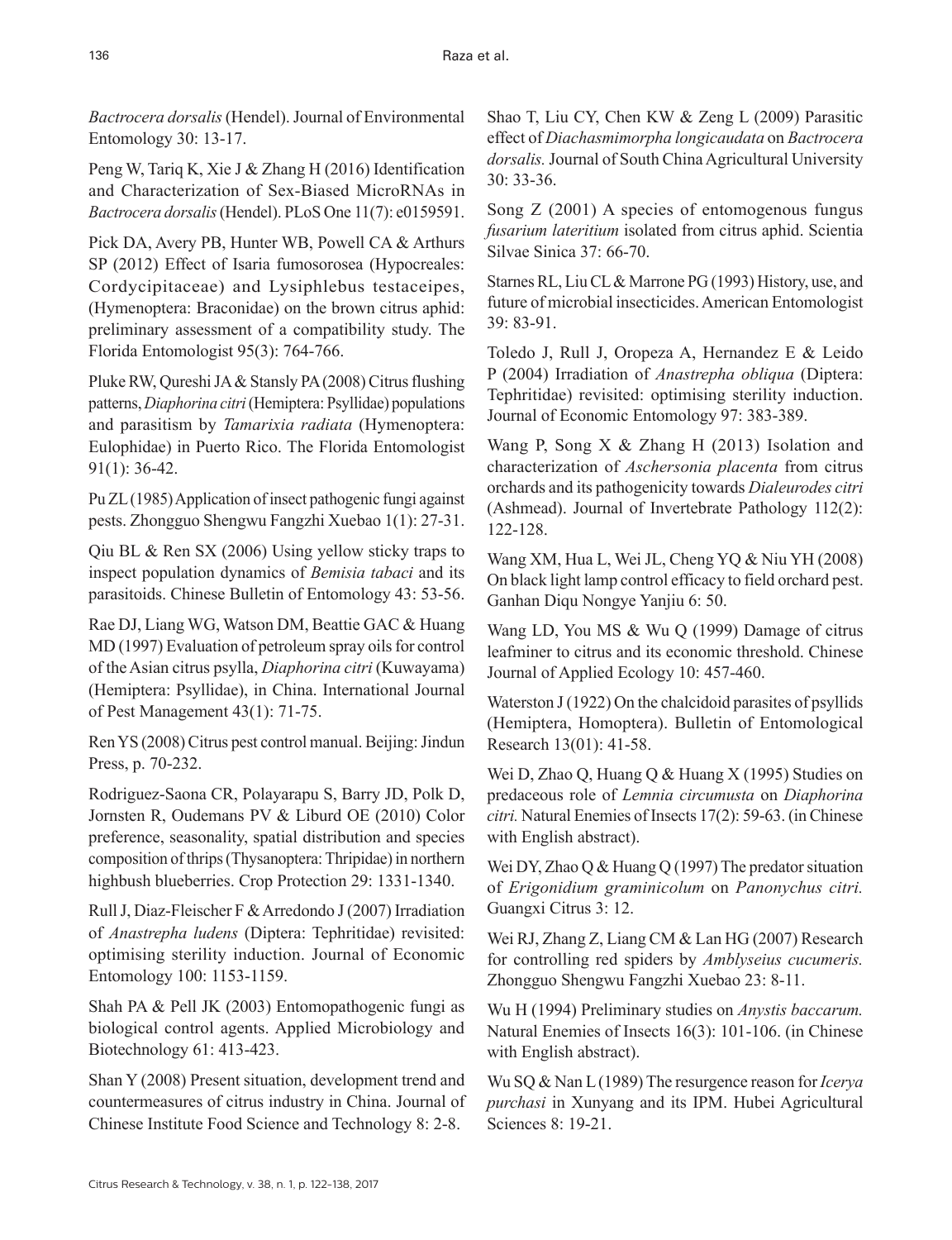*Bactrocera dorsalis* (Hendel). Journal of Environmental Entomology 30: 13-17.

Peng W, Tariq K, Xie J & Zhang H (2016) Identification and Characterization of Sex-Biased MicroRNAs in *Bactrocera dorsalis* (Hendel). PLoS One 11(7): e0159591.

Pick DA, Avery PB, Hunter WB, Powell CA & Arthurs SP (2012) Effect of Isaria fumosorosea (Hypocreales: Cordycipitaceae) and Lysiphlebus testaceipes, (Hymenoptera: Braconidae) on the brown citrus aphid: preliminary assessment of a compatibility study. The Florida Entomologist 95(3): 764-766.

Pluke RW, Qureshi JA & Stansly PA (2008) Citrus flushing patterns, *Diaphorina citri* (Hemiptera: Psyllidae) populations and parasitism by *Tamarixia radiata* (Hymenoptera: Eulophidae) in Puerto Rico. The Florida Entomologist 91(1): 36-42.

Pu ZL (1985) Application of insect pathogenic fungi against pests. Zhongguo Shengwu Fangzhi Xuebao 1(1): 27-31.

Qiu BL & Ren SX (2006) Using yellow sticky traps to inspect population dynamics of *Bemisia tabaci* and its parasitoids. Chinese Bulletin of Entomology 43: 53-56.

Rae DJ, Liang WG, Watson DM, Beattie GAC & Huang MD (1997) Evaluation of petroleum spray oils for control of the Asian citrus psylla, *Diaphorina citri* (Kuwayama) (Hemiptera: Psyllidae), in China. International Journal of Pest Management 43(1): 71-75.

Ren YS (2008) Citrus pest control manual. Beijing: Jindun Press, p. 70-232.

Rodriguez-Saona CR, Polayarapu S, Barry JD, Polk D, Jornsten R, Oudemans PV & Liburd OE (2010) Color preference, seasonality, spatial distribution and species composition of thrips (Thysanoptera: Thripidae) in northern highbush blueberries. Crop Protection 29: 1331-1340.

Rull J, Diaz-Fleischer F & Arredondo J (2007) Irradiation of *Anastrepha ludens* (Diptera: Tephritidae) revisited: optimising sterility induction. Journal of Economic Entomology 100: 1153-1159.

Shah PA & Pell JK (2003) Entomopathogenic fungi as biological control agents. Applied Microbiology and Biotechnology 61: 413-423.

Shan Y (2008) Present situation, development trend and countermeasures of citrus industry in China. Journal of Chinese Institute Food Science and Technology 8: 2-8.

Shao T, Liu CY, Chen KW & Zeng L (2009) Parasitic effect of *Diachasmimorpha longicaudata* on *Bactrocera dorsalis.* Journal of South China Agricultural University 30: 33-36.

Song Z (2001) A species of entomogenous fungus *fusarium lateritium* isolated from citrus aphid. Scientia Silvae Sinica 37: 66-70.

Starnes RL, Liu CL & Marrone PG (1993) History, use, and future of microbial insecticides. American Entomologist 39: 83-91.

Toledo J, Rull J, Oropeza A, Hernandez E & Leido P (2004) Irradiation of *Anastrepha obliqua* (Diptera: Tephritidae) revisited: optimising sterility induction. Journal of Economic Entomology 97: 383-389.

Wang P, Song X & Zhang H (2013) Isolation and characterization of *Aschersonia placenta* from citrus orchards and its pathogenicity towards *Dialeurodes citri* (Ashmead). Journal of Invertebrate Pathology 112(2): 122-128.

Wang XM, Hua L, Wei JL, Cheng YQ & Niu YH (2008) On black light lamp control efficacy to field orchard pest. Ganhan Diqu Nongye Yanjiu 6: 50.

Wang LD, You MS & Wu Q (1999) Damage of citrus leafminer to citrus and its economic threshold. Chinese Journal of Applied Ecology 10: 457-460.

Waterston J (1922) On the chalcidoid parasites of psyllids (Hemiptera, Homoptera). Bulletin of Entomological Research 13(01): 41-58.

Wei D, Zhao Q, Huang Q & Huang X (1995) Studies on predaceous role of *Lemnia circumusta* on *Diaphorina citri.* Natural Enemies of Insects 17(2): 59-63. (in Chinese with English abstract).

Wei DY, Zhao Q & Huang Q (1997) The predator situation of *Erigonidium graminicolum* on *Panonychus citri.* Guangxi Citrus 3: 12.

Wei RJ, Zhang Z, Liang CM & Lan HG (2007) Research for controlling red spiders by *Amblyseius cucumeris.* Zhongguo Shengwu Fangzhi Xuebao 23: 8-11.

Wu H (1994) Preliminary studies on *Anystis baccarum.* Natural Enemies of Insects 16(3): 101-106. (in Chinese with English abstract).

Wu SQ & Nan L (1989) The resurgence reason for *Icerya purchasi* in Xunyang and its IPM. Hubei Agricultural Sciences 8: 19-21.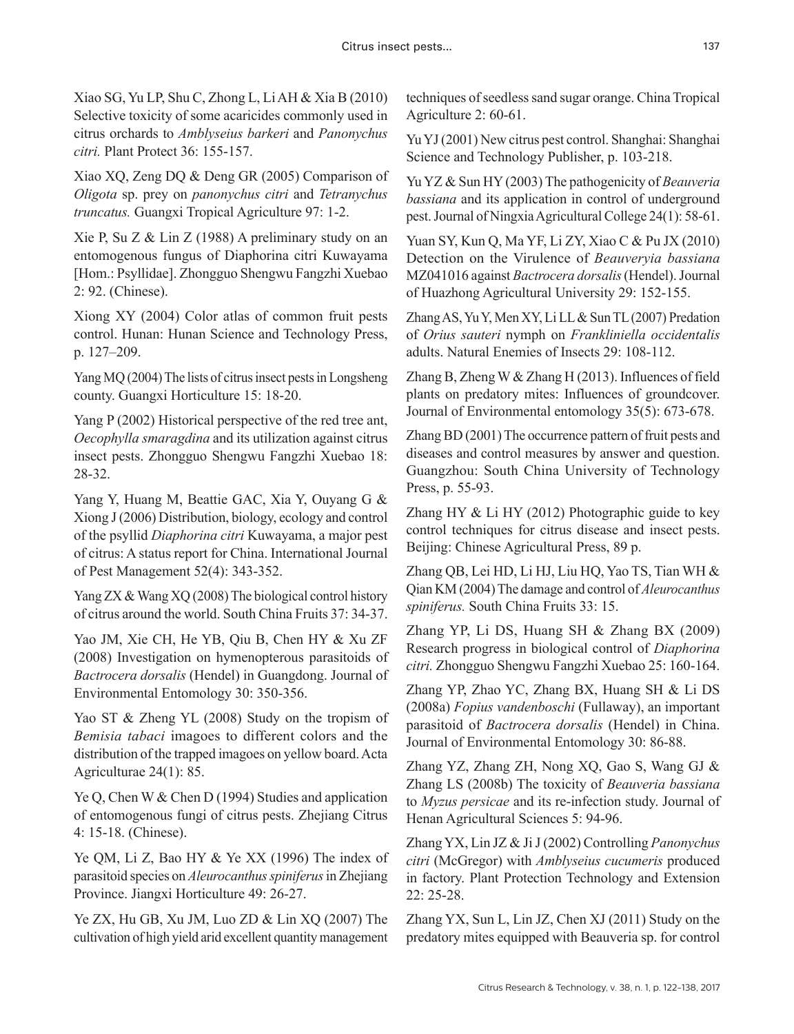Xiao SG, Yu LP, Shu C, Zhong L, Li AH & Xia B (2010) Selective toxicity of some acaricides commonly used in citrus orchards to *Amblyseius barkeri* and *Panonychus citri.* Plant Protect 36: 155-157.

Xiao XQ, Zeng DQ & Deng GR (2005) Comparison of *Oligota* sp. prey on *panonychus citri* and *Tetranychus truncatus.* Guangxi Tropical Agriculture 97: 1-2.

Xie P, Su Z & Lin Z (1988) A preliminary study on an entomogenous fungus of Diaphorina citri Kuwayama [Hom.: Psyllidae]. Zhongguo Shengwu Fangzhi Xuebao 2: 92. (Chinese).

Xiong XY (2004) Color atlas of common fruit pests control. Hunan: Hunan Science and Technology Press, p. 127–209.

Yang MQ (2004) The lists of citrus insect pests in Longsheng county. Guangxi Horticulture 15: 18-20.

Yang P (2002) Historical perspective of the red tree ant, *Oecophylla smaragdina* and its utilization against citrus insect pests. Zhongguo Shengwu Fangzhi Xuebao 18: 28-32.

Yang Y, Huang M, Beattie GAC, Xia Y, Ouyang G & Xiong J (2006) Distribution, biology, ecology and control of the psyllid *Diaphorina citri* Kuwayama, a major pest of citrus: A status report for China. International Journal of Pest Management 52(4): 343-352.

Yang ZX & Wang XQ (2008) The biological control history of citrus around the world. South China Fruits 37: 34-37.

Yao JM, Xie CH, He YB, Qiu B, Chen HY & Xu ZF (2008) Investigation on hymenopterous parasitoids of *Bactrocera dorsalis* (Hendel) in Guangdong. Journal of Environmental Entomology 30: 350-356.

Yao ST & Zheng YL (2008) Study on the tropism of *Bemisia tabaci* imagoes to different colors and the distribution of the trapped imagoes on yellow board. Acta Agriculturae 24(1): 85.

Ye Q, Chen W & Chen D (1994) Studies and application of entomogenous fungi of citrus pests. Zhejiang Citrus 4: 15-18. (Chinese).

Ye QM, Li Z, Bao HY & Ye XX (1996) The index of parasitoid species on *Aleurocanthus spiniferus* in Zhejiang Province. Jiangxi Horticulture 49: 26-27.

Ye ZX, Hu GB, Xu JM, Luo ZD & Lin XQ (2007) The cultivation of high yield arid excellent quantity management techniques of seedless sand sugar orange. China Tropical Agriculture 2: 60-61.

Yu YJ (2001) New citrus pest control. Shanghai: Shanghai Science and Technology Publisher, p. 103-218.

Yu YZ & Sun HY (2003) The pathogenicity of *Beauveria bassiana* and its application in control of underground pest. Journal of Ningxia Agricultural College 24(1): 58-61.

Yuan SY, Kun Q, Ma YF, Li ZY, Xiao C & Pu JX (2010) Detection on the Virulence of *Beauveryia bassiana* MZ041016 against *Bactrocera dorsalis* (Hendel). Journal of Huazhong Agricultural University 29: 152-155.

Zhang AS, Yu Y, Men XY, Li LL & Sun TL (2007) Predation of *Orius sauteri* nymph on *Frankliniella occidentalis* adults. Natural Enemies of Insects 29: 108-112.

Zhang B, Zheng W & Zhang H (2013). Influences of field plants on predatory mites: Influences of groundcover. Journal of Environmental entomology 35(5): 673-678.

Zhang BD (2001) The occurrence pattern of fruit pests and diseases and control measures by answer and question. Guangzhou: South China University of Technology Press, p. 55-93.

Zhang HY & Li HY (2012) Photographic guide to key control techniques for citrus disease and insect pests. Beijing: Chinese Agricultural Press, 89 p.

Zhang QB, Lei HD, Li HJ, Liu HQ, Yao TS, Tian WH & Qian KM (2004) The damage and control of *Aleurocanthus spiniferus.* South China Fruits 33: 15.

Zhang YP, Li DS, Huang SH & Zhang BX (2009) Research progress in biological control of *Diaphorina citri.* Zhongguo Shengwu Fangzhi Xuebao 25: 160-164.

Zhang YP, Zhao YC, Zhang BX, Huang SH & Li DS (2008a) *Fopius vandenboschi* (Fullaway), an important parasitoid of *Bactrocera dorsalis* (Hendel) in China. Journal of Environmental Entomology 30: 86-88.

Zhang YZ, Zhang ZH, Nong XQ, Gao S, Wang GJ & Zhang LS (2008b) The toxicity of *Beauveria bassiana* to *Myzus persicae* and its re-infection study. Journal of Henan Agricultural Sciences 5: 94-96.

Zhang YX, Lin JZ & Ji J (2002) Controlling *Panonychus citri* (McGregor) with *Amblyseius cucumeris* produced in factory. Plant Protection Technology and Extension 22: 25-28.

Zhang YX, Sun L, Lin JZ, Chen XJ (2011) Study on the predatory mites equipped with Beauveria sp. for control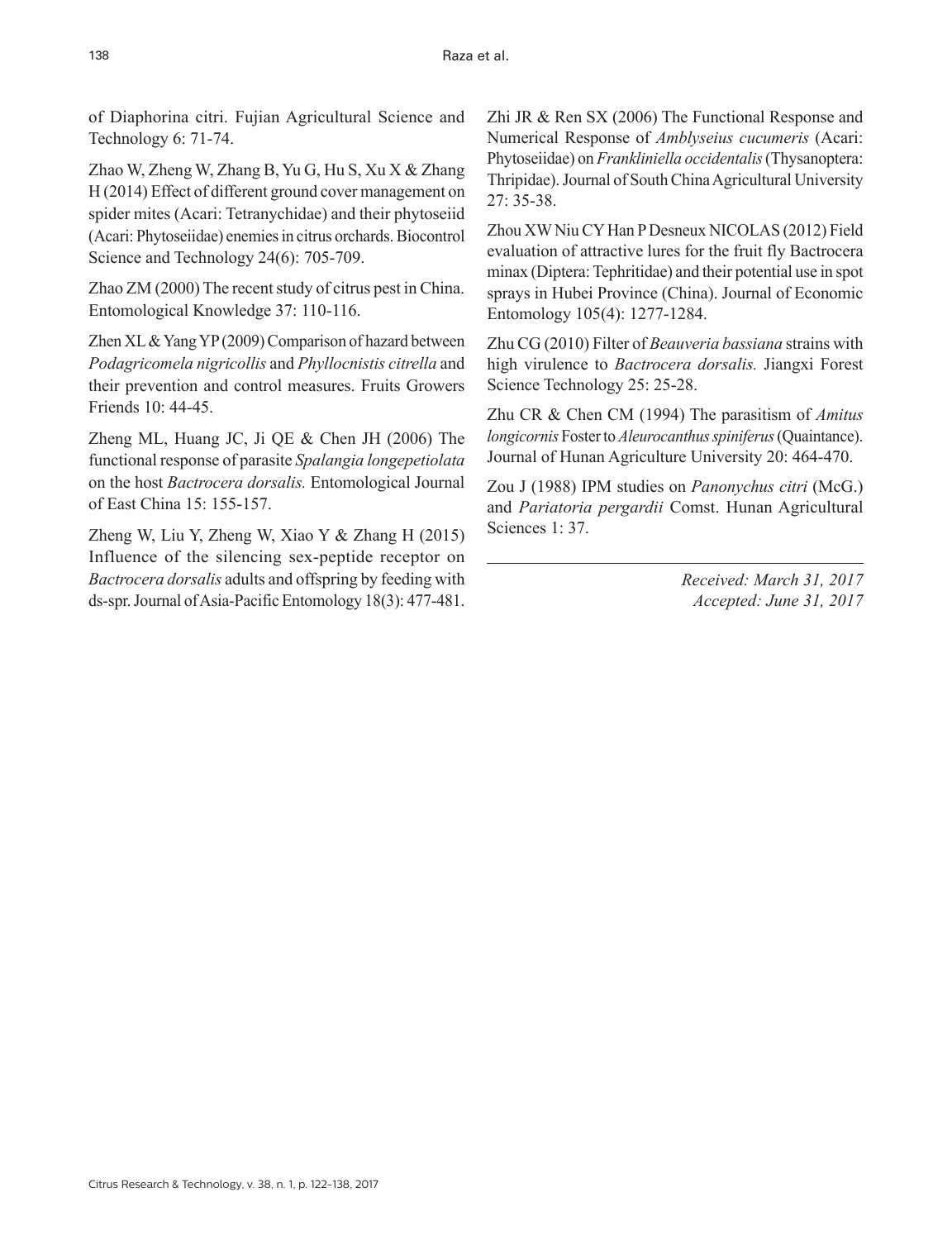of Diaphorina citri. Fujian Agricultural Science and Technology 6: 71-74.

Zhao W, Zheng W, Zhang B, Yu G, Hu S, Xu X & Zhang H (2014) Effect of different ground cover management on spider mites (Acari: Tetranychidae) and their phytoseiid (Acari: Phytoseiidae) enemies in citrus orchards. Biocontrol Science and Technology 24(6): 705-709.

Zhao ZM (2000) The recent study of citrus pest in China. Entomological Knowledge 37: 110-116.

Zhen XL & Yang YP (2009) Comparison of hazard between *Podagricomela nigricollis* and *Phyllocnistis citrella* and their prevention and control measures. Fruits Growers Friends 10: 44-45.

Zheng ML, Huang JC, Ji QE & Chen JH (2006) The functional response of parasite *Spalangia longepetiolata* on the host *Bactrocera dorsalis.* Entomological Journal of East China 15: 155-157.

Zheng W, Liu Y, Zheng W, Xiao Y & Zhang H (2015) Influence of the silencing sex-peptide receptor on *Bactrocera dorsalis* adults and offspring by feeding with ds-spr. Journal of Asia-Pacific Entomology 18(3): 477-481.

Zhi JR & Ren SX (2006) The Functional Response and Numerical Response of *Amblyseius cucumeris* (Acari: Phytoseiidae) on *Frankliniella occidentalis* (Thysanoptera: Thripidae). Journal of South China Agricultural University 27: 35-38.

Zhou XW Niu CY Han P Desneux NICOLAS (2012) Field evaluation of attractive lures for the fruit fly Bactrocera minax (Diptera: Tephritidae) and their potential use in spot sprays in Hubei Province (China). Journal of Economic Entomology 105(4): 1277-1284.

Zhu CG (2010) Filter of *Beauveria bassiana* strains with high virulence to *Bactrocera dorsalis.* Jiangxi Forest Science Technology 25: 25-28.

Zhu CR & Chen CM (1994) The parasitism of *Amitus longicornis* Foster to *Aleurocanthus spiniferus* (Quaintance). Journal of Hunan Agriculture University 20: 464-470.

Zou J (1988) IPM studies on *Panonychus citri* (McG.) and *Pariatoria pergardii* Comst. Hunan Agricultural Sciences 1: 37.

---

*Received: March 31, 2017*
*Accepted: June 31, 2017*